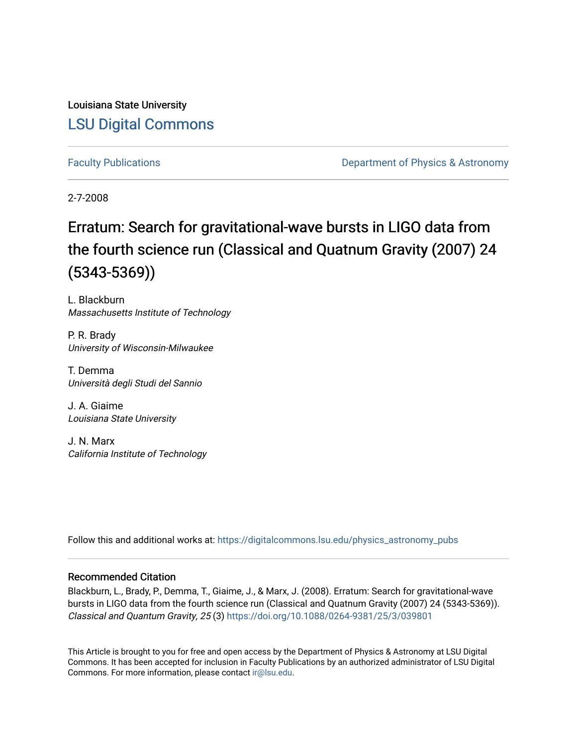Louisiana State University

# LSU Digital Commons

Faculty Publications

Department of Physics & Astronomy

2-7-2008

# Erratum: Search for gravitational-wave bursts in LIGO data from the fourth science run (Classical and Quatnum Gravity (2007) 24 (5343-5369))

L. Blackburn
*Massachusetts Institute of Technology*

P. R. Brady
*University of Wisconsin-Milwaukee*

T. Demma
*Università degli Studi del Sannio*

J. A. Giaime
*Louisiana State University*

J. N. Marx
*California Institute of Technology*

Follow this and additional works at: https://digitalcommons.lsu.edu/physics_astronomy_pubs

## Recommended Citation

Blackburn, L., Brady, P., Demma, T., Giaime, J., & Marx, J. (2008). Erratum: Search for gravitational-wave bursts in LIGO data from the fourth science run (Classical and Quatnum Gravity (2007) 24 (5343-5369)). *Classical and Quantum Gravity, 25* (3) https://doi.org/10.1088/0264-9381/25/3/039801

This Article is brought to you for free and open access by the Department of Physics & Astronomy at LSU Digital Commons. It has been accepted for inclusion in Faculty Publications by an authorized administrator of LSU Digital Commons. For more information, please contact ir@lsu.edu.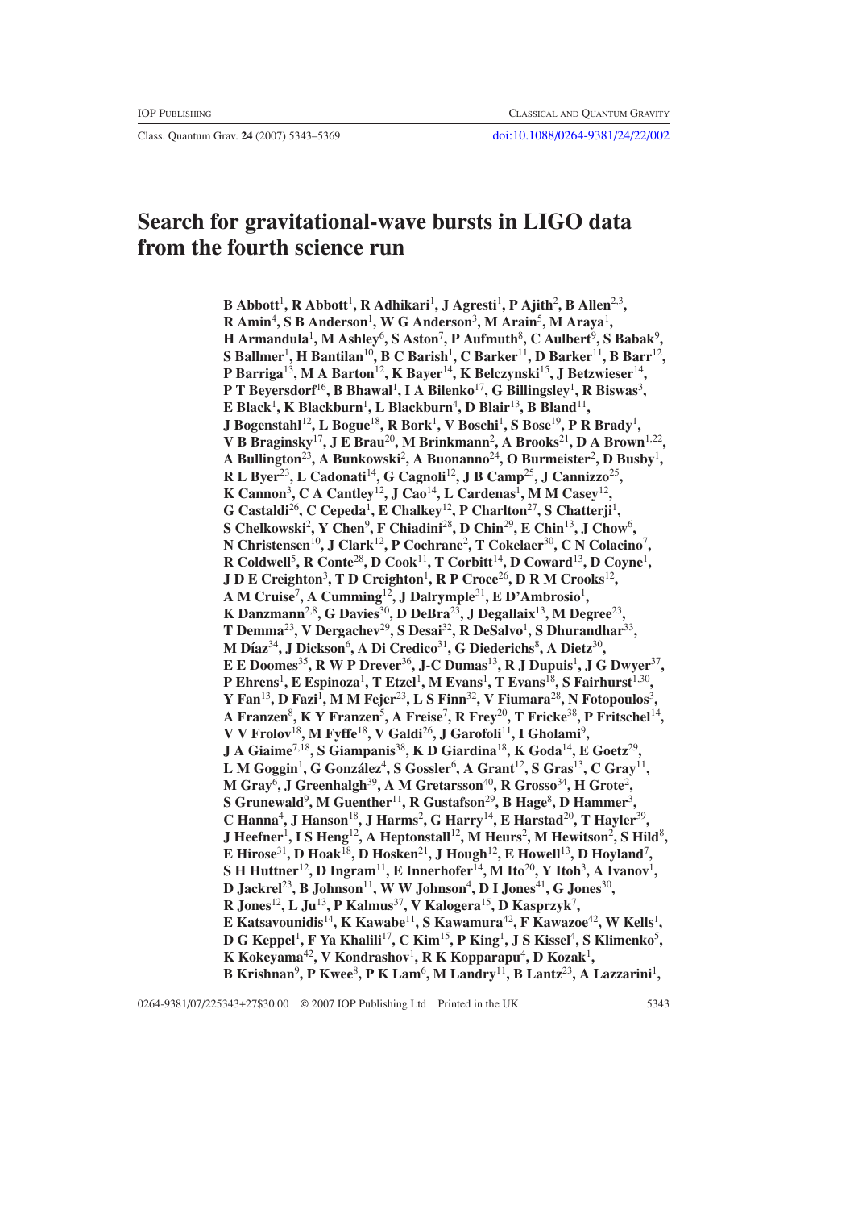# Search for gravitational-wave bursts in LIGO data from the fourth science run

**B Abbott[1], R Abbott[1], R Adhikari[1], J Agresti[1], P Ajith[2], B Allen[2,3], R Amin[4], S B Anderson[1], W G Anderson[3], M Arain[5], M Araya[1], H Armandula[1], M Ashley[6], S Aston[7], P Aufmuth[8], C Aulbert[9], S Babak[9], S Ballmer[1], H Bantilan[10], B C Barish[1], C Barker[11], D Barker[11], B Barr[12], P Barriga[13], M A Barton[12], K Bayer[14], K Belczynski[15], J Betzwieser[14], P T Beyersdorf[16], B Bhawal[1], I A Bilenko[17], G Billingsley[1], R Biswas[3], E Black[1], K Blackburn[1], L Blackburn[4], D Blair[13], B Bland[11], J Bogenstahl[12], L Bogue[18], R Bork[1], V Boschi[1], S Bose[19], P R Brady[1], V B Braginsky[17], J E Brau[20], M Brinkmann[2], A Brooks[21], D A Brown[1,22], A Bullington[23], A Bunkowski[2], A Buonanno[24], O Burmeister[2], D Busby[1], R L Byer[23], L Cadonati[14], G Cagnoli[12], J B Camp[25], J Cannizzo[25], K Cannon[3], C A Cantley[12], J Cao[14], L Cardenas[1], M M Casey[12], G Castaldi[26], C Cepeda[1], E Chalkey[12], P Charlton[27], S Chatterji[1], S Chelkowski[2], Y Chen[9], F Chiadini[28], D Chin[29], E Chin[13], J Chow[6], N Christensen[10], J Clark[12], P Cochrane[2], T Cokelaer[30], C N Colacino[7], R Coldwell[5], R Conte[28], D Cook[11], T Corbitt[14], D Coward[13], D Coyne[1], J D E Creighton[3], T D Creighton[1], R P Croce[26], D R M Crooks[12], A M Cruise[7], A Cumming[12], J Dalrymple[31], E D'Ambrosio[1], K Danzmann[2,8], G Davies[30], D DeBra[23], J Degallaix[13], M Degree[23], T Demma[23], V Dergachev[29], S Desai[32], R DeSalvo[1], S Dhurandhar[33], M Díaz[34], J Dickson[6], A Di Credico[31], G Diederichs[8], A Dietz[30], E E Doomes[35], R W P Drever[36], J-C Dumas[13], R J Dupuis[1], J G Dwyer[37], P Ehrens[1], E Espinoza[1], T Etzel[1], M Evans[1], T Evans[18], S Fairhurst[1,30], Y Fan[13], D Fazi[1], M M Fejer[23], L S Finn[32], V Fiumara[28], N Fotopoulos[3], A Franzen[8], K Y Franzen[5], A Freise[7], R Frey[20], T Fricke[38], P Fritschel[14], V V Frolov[18], M Fyffe[18], V Galdi[26], J Garofoli[11], I Gholami[9], J A Giaime[7,18], S Giampanis[38], K D Giardina[18], K Goda[14], E Goetz[29], L M Goggin[1], G González[4], S Gossler[6], A Grant[12], S Gras[13], C Gray[11], M Gray[6], J Greenhalgh[39], A M Gretarsson[40], R Grosso[34], H Grote[2], S Grunewald[9], M Guenther[11], R Gustafson[29], B Hage[8], D Hammer[3], C Hanna[4], J Hanson[18], J Harms[2], G Harry[14], E Harstad[20], T Hayler[39], J Heefner[1], I S Heng[12], A Heptonstall[12], M Heurs[2], M Hewitson[2], S Hild[8], E Hirose[31], D Hoak[18], D Hosken[21], J Hough[12], E Howell[13], D Hoyland[7], S H Huttner[12], D Ingram[11], E Innerhofer[14], M Ito[20], Y Itoh[3], A Ivanov[1], D Jackrel[23], B Johnson[11], W W Johnson[4], D I Jones[41], G Jones[30], R Jones[12], L Ju[13], P Kalmus[37], V Kalogera[15], D Kasprzyk[7], E Katsavounidis[14], K Kawabe[11], S Kawamura[42], F Kawazoe[42], W Kells[1], D G Keppel[1], F Ya Khalili[17], C Kim[15], P King[1], J S Kissel[4], S Klimenko[5], K Kokeyama[42], V Kondrashov[1], R K Kopparapu[4], D Kozak[1], B Krishnan[9], P Kwee[8], P K Lam[6], M Landry[11], B Lantz[23], A Lazzarini[1],**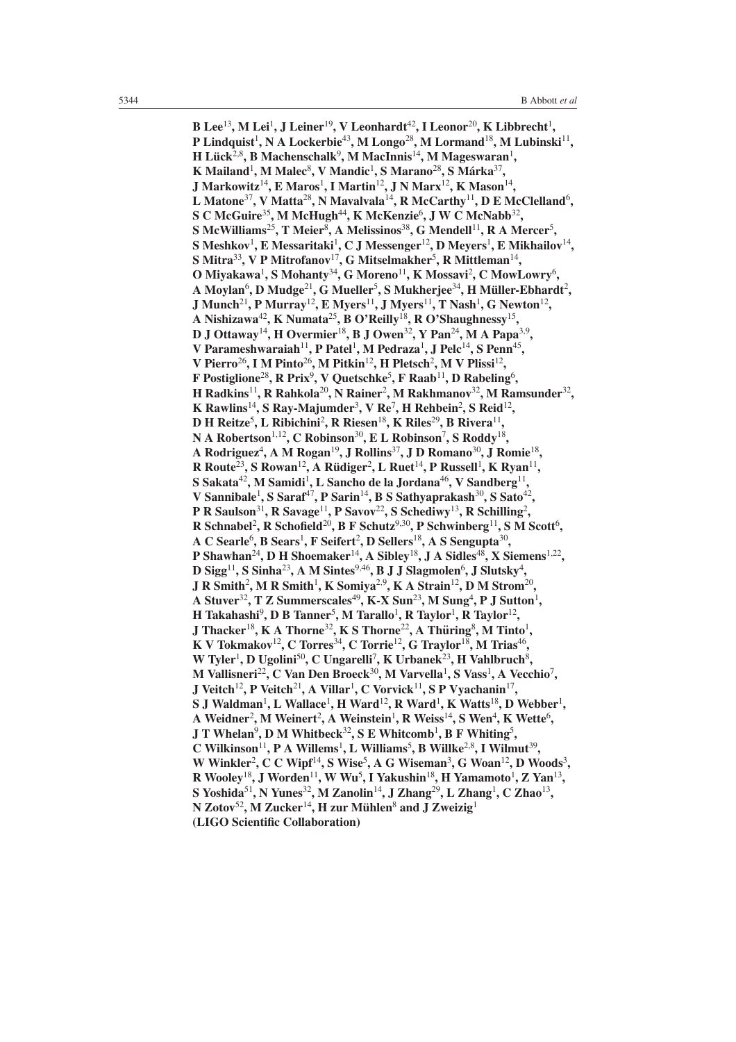**B Lee[13], M Lei[1], J Leiner[19], V Leonhardt[42], I Leonor[20], K Libbrecht[1], P Lindquist[1], N A Lockerbie[43], M Longo[28], M Lormand[18], M Lubinski[11], H Lück[2,8], B Machenschalk[9], M MacInnis[14], M Mageswaran[1], K Mailand[1], M Malec[8], V Mandic[1], S Marano[28], S Márka[37], J Markowitz[14], E Maros[1], I Martin[12], J N Marx[12], K Mason[14], L Matone[37], V Matta[28], N Mavalvala[14], R McCarthy[11], D E McClelland[6], S C McGuire[35], M McHugh[44], K McKenzie[6], J W C McNabb[32], S McWilliams[25], T Meier[8], A Melissinos[38], G Mendell[11], R A Mercer[5], S Meshkov[1], E Messaritaki[1], C J Messenger[12], D Meyers[1], E Mikhailov[14], S Mitra[33], V P Mitrofanov[17], G Mitselmakher[5], R Mittleman[14], O Miyakawa[1], S Mohanty[34], G Moreno[11], K Mossavi[2], C MowLowry[6], A Moylan[6], D Mudge[21], G Mueller[5], S Mukherjee[34], H Müller-Ebhardt[2], J Munch[21], P Murray[12], E Myers[11], J Myers[11], T Nash[1], G Newton[12], A Nishizawa[42], K Numata[25], B O'Reilly[18], R O'Shaughnessy[15], D J Ottaway[14], H Overmier[18], B J Owen[32], Y Pan[24], M A Papa[3,9], V Parameshwaraiah[11], P Patel[1], M Pedraza[1], J Pelc[14], S Penn[45], V Pierro[26], I M Pinto[26], M Pitkin[12], H Pletsch[2], M V Plissi[12], F Postiglione[28], R Prix[9], V Quetschke[5], F Raab[11], D Rabeling[6], H Radkins[11], R Rahkola[20], N Rainer[2], M Rakhmanov[32], M Ramsunder[32], K Rawlins[14], S Ray-Majumder[3], V Re[7], H Rehbein[2], S Reid[12], D H Reitze[5], L Ribichini[2], R Riesen[18], K Riles[29], B Rivera[11], N A Robertson[1,12], C Robinson[30], E L Robinson[7], S Roddy[18], A Rodriguez[4], A M Rogan[19], J Rollins[37], J D Romano[30], J Romie[18], R Route[23], S Rowan[12], A Rüdiger[2], L Ruet[14], P Russell[1], K Ryan[11], S Sakata[42], M Samidi[1], L Sancho de la Jordana[46], V Sandberg[11], V Sannibale[1], S Saraf[47], P Sarin[14], B S Sathyaprakash[30], S Sato[42], P R Saulson[31], R Savage[11], P Savov[22], S Schediwy[13], R Schilling[2], R Schnabel[2], R Schofield[20], B F Schutz[9,30], P Schwinberg[11], S M Scott[6], A C Searle[6], B Sears[1], F Seifert[2], D Sellers[18], A S Sengupta[30], P Shawhan[24], D H Shoemaker[14], A Sibley[18], J A Sidles[48], X Siemens[1,22], D Sigg[11], S Sinha[23], A M Sintes[9,46], B J J Slagmolen[6], J Slutsky[4], J R Smith[2], M R Smith[1], K Somiya[2,9], K A Strain[12], D M Strom[20], A Stuver[32], T Z Summerscales[49], K-X Sun[23], M Sung[4], P J Sutton[1], H Takahashi[9], D B Tanner[5], M Tarallo[1], R Taylor[1], R Taylor[12], J Thacker[18], K A Thorne[32], K S Thorne[22], A Thüring[8], M Tinto[1], K V Tokmakov[12], C Torres[34], C Torrie[12], G Traylor[18], M Trias[46], W Tyler[1], D Ugolini[50], C Ungarelli[7], K Urbanek[23], H Vahlbruch[8], M Vallisneri[22], C Van Den Broeck[30], M Varvella[1], S Vass[1], A Vecchio[7], J Veitch[12], P Veitch[21], A Villar[1], C Vorvick[11], S P Vyachanin[17], S J Waldman[1], L Wallace[1], H Ward[12], R Ward[1], K Watts[18], D Webber[1], A Weidner[2], M Weinert[2], A Weinstein[1], R Weiss[14], S Wen[4], K Wette[6], J T Whelan[9], D M Whitbeck[32], S E Whitcomb[1], B F Whiting[5], C Wilkinson[11], P A Willems[1], L Williams[5], B Willke[2,8], I Wilmut[39], W Winkler[2], C C Wipf[14], S Wise[5], A G Wiseman[3], G Woan[12], D Woods[3], R Wooley[18], J Worden[11], W Wu[5], I Yakushin[18], H Yamamoto[1], Z Yan[13], S Yoshida[51], N Yunes[32], M Zanolin[14], J Zhang[29], L Zhang[1], C Zhao[13], N Zotov[52], M Zucker[14], H zur Mühlen[8] and J Zweizig[1]**
**(LIGO Scientific Collaboration)**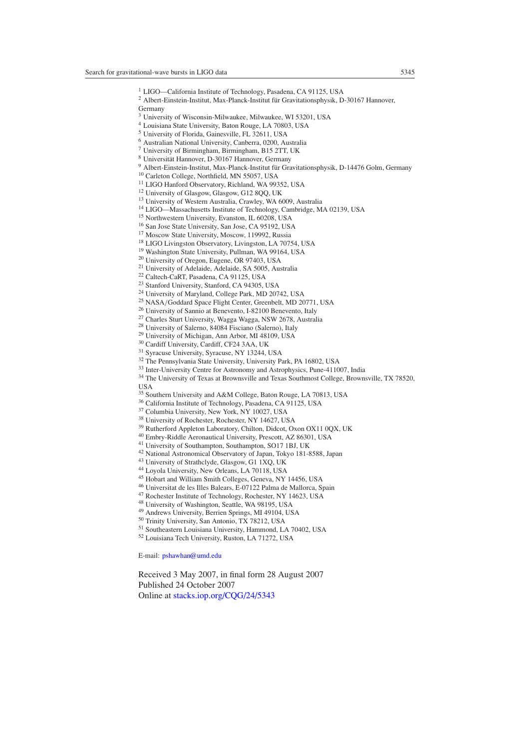[1] LIGO—California Institute of Technology, Pasadena, CA 91125, USA
[2] Albert-Einstein-Institut, Max-Planck-Institut für Gravitationsphysik, D-30167 Hannover, Germany
[3] University of Wisconsin-Milwaukee, Milwaukee, WI 53201, USA
[4] Louisiana State University, Baton Rouge, LA 70803, USA
[5] University of Florida, Gainesville, FL 32611, USA
[6] Australian National University, Canberra, 0200, Australia
[7] University of Birmingham, Birmingham, B15 2TT, UK
[8] Universität Hannover, D-30167 Hannover, Germany
[9] Albert-Einstein-Institut, Max-Planck-Institut für Gravitationsphysik, D-14476 Golm, Germany
[10] Carleton College, Northfield, MN 55057, USA
[11] LIGO Hanford Observatory, Richland, WA 99352, USA
[12] University of Glasgow, Glasgow, G12 8QQ, UK
[13] University of Western Australia, Crawley, WA 6009, Australia
[14] LIGO—Massachusetts Institute of Technology, Cambridge, MA 02139, USA
[15] Northwestern University, Evanston, IL 60208, USA
[16] San Jose State University, San Jose, CA 95192, USA
[17] Moscow State University, Moscow, 119992, Russia
[18] LIGO Livingston Observatory, Livingston, LA 70754, USA
[19] Washington State University, Pullman, WA 99164, USA
[20] University of Oregon, Eugene, OR 97403, USA
[21] University of Adelaide, Adelaide, SA 5005, Australia
[22] Caltech-CaRT, Pasadena, CA 91125, USA
[23] Stanford University, Stanford, CA 94305, USA
[24] University of Maryland, College Park, MD 20742, USA
[25] NASA/Goddard Space Flight Center, Greenbelt, MD 20771, USA
[26] University of Sannio at Benevento, I-82100 Benevento, Italy
[27] Charles Sturt University, Wagga Wagga, NSW 2678, Australia
[28] University of Salerno, 84084 Fisciano (Salerno), Italy
[29] University of Michigan, Ann Arbor, MI 48109, USA
[30] Cardiff University, Cardiff, CF24 3AA, UK
[31] Syracuse University, Syracuse, NY 13244, USA
[32] The Pennsylvania State University, University Park, PA 16802, USA
[33] Inter-University Centre for Astronomy and Astrophysics, Pune-411007, India
[34] The University of Texas at Brownsville and Texas Southmost College, Brownsville, TX 78520, USA
[35] Southern University and A&M College, Baton Rouge, LA 70813, USA
[36] California Institute of Technology, Pasadena, CA 91125, USA
[37] Columbia University, New York, NY 10027, USA
[38] University of Rochester, Rochester, NY 14627, USA
[39] Rutherford Appleton Laboratory, Chilton, Didcot, Oxon OX11 0QX, UK
[40] Embry-Riddle Aeronautical University, Prescott, AZ 86301, USA
[41] University of Southampton, Southampton, SO17 1BJ, UK
[42] National Astronomical Observatory of Japan, Tokyo 181-8588, Japan
[43] University of Strathclyde, Glasgow, G1 1XQ, UK
[44] Loyola University, New Orleans, LA 70118, USA
[45] Hobart and William Smith Colleges, Geneva, NY 14456, USA
[46] Universitat de les Illes Balears, E-07122 Palma de Mallorca, Spain
[47] Rochester Institute of Technology, Rochester, NY 14623, USA
[48] University of Washington, Seattle, WA 98195, USA
[49] Andrews University, Berrien Springs, MI 49104, USA
[50] Trinity University, San Antonio, TX 78212, USA
[51] Southeastern Louisiana University, Hammond, LA 70402, USA
[52] Louisiana Tech University, Ruston, LA 71272, USA

E-mail: pshawhan@umd.edu

Received 3 May 2007, in final form 28 August 2007
Published 24 October 2007
Online at stacks.iop.org/CQG/24/5343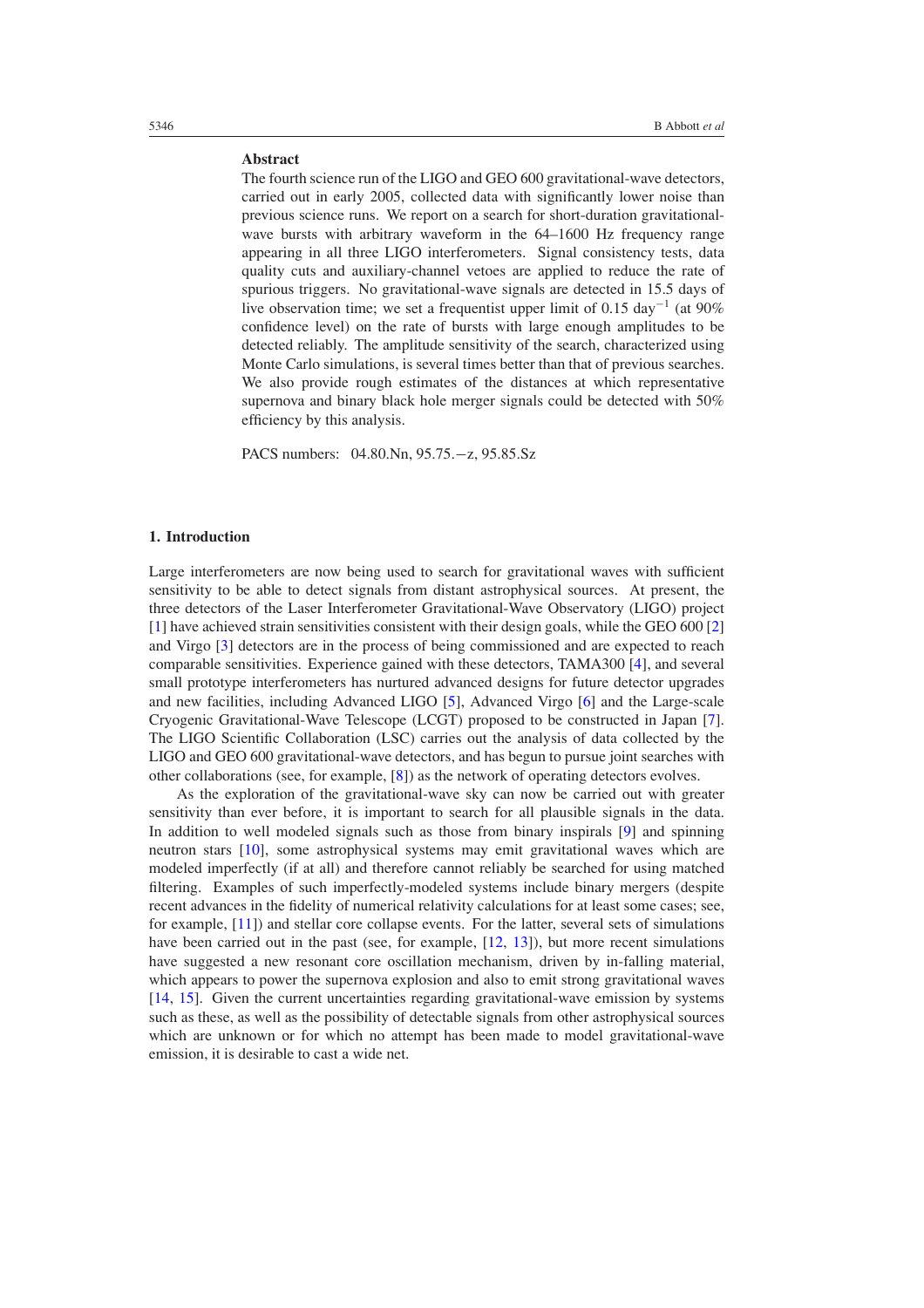**Abstract**

The fourth science run of the LIGO and GEO 600 gravitational-wave detectors, carried out in early 2005, collected data with significantly lower noise than previous science runs. We report on a search for short-duration gravitational-wave bursts with arbitrary waveform in the 64–1600 Hz frequency range appearing in all three LIGO interferometers. Signal consistency tests, data quality cuts and auxiliary-channel vetoes are applied to reduce the rate of spurious triggers. No gravitational-wave signals are detected in 15.5 days of live observation time; we set a frequentist upper limit of 0.15 day$^{-1}$ (at 90% confidence level) on the rate of bursts with large enough amplitudes to be detected reliably. The amplitude sensitivity of the search, characterized using Monte Carlo simulations, is several times better than that of previous searches. We also provide rough estimates of the distances at which representative supernova and binary black hole merger signals could be detected with 50% efficiency by this analysis.

PACS numbers: 04.80.Nn, 95.75.−z, 95.85.Sz

## 1. Introduction

Large interferometers are now being used to search for gravitational waves with sufficient sensitivity to be able to detect signals from distant astrophysical sources. At present, the three detectors of the Laser Interferometer Gravitational-Wave Observatory (LIGO) project [1] have achieved strain sensitivities consistent with their design goals, while the GEO 600 [2] and Virgo [3] detectors are in the process of being commissioned and are expected to reach comparable sensitivities. Experience gained with these detectors, TAMA300 [4], and several small prototype interferometers has nurtured advanced designs for future detector upgrades and new facilities, including Advanced LIGO [5], Advanced Virgo [6] and the Large-scale Cryogenic Gravitational-Wave Telescope (LCGT) proposed to be constructed in Japan [7]. The LIGO Scientific Collaboration (LSC) carries out the analysis of data collected by the LIGO and GEO 600 gravitational-wave detectors, and has begun to pursue joint searches with other collaborations (see, for example, [8]) as the network of operating detectors evolves.

As the exploration of the gravitational-wave sky can now be carried out with greater sensitivity than ever before, it is important to search for all plausible signals in the data. In addition to well modeled signals such as those from binary inspirals [9] and spinning neutron stars [10], some astrophysical systems may emit gravitational waves which are modeled imperfectly (if at all) and therefore cannot reliably be searched for using matched filtering. Examples of such imperfectly-modeled systems include binary mergers (despite recent advances in the fidelity of numerical relativity calculations for at least some cases; see, for example, [11]) and stellar core collapse events. For the latter, several sets of simulations have been carried out in the past (see, for example, [12, 13]), but more recent simulations have suggested a new resonant core oscillation mechanism, driven by in-falling material, which appears to power the supernova explosion and also to emit strong gravitational waves [14, 15]. Given the current uncertainties regarding gravitational-wave emission by systems such as these, as well as the possibility of detectable signals from other astrophysical sources which are unknown or for which no attempt has been made to model gravitational-wave emission, it is desirable to cast a wide net.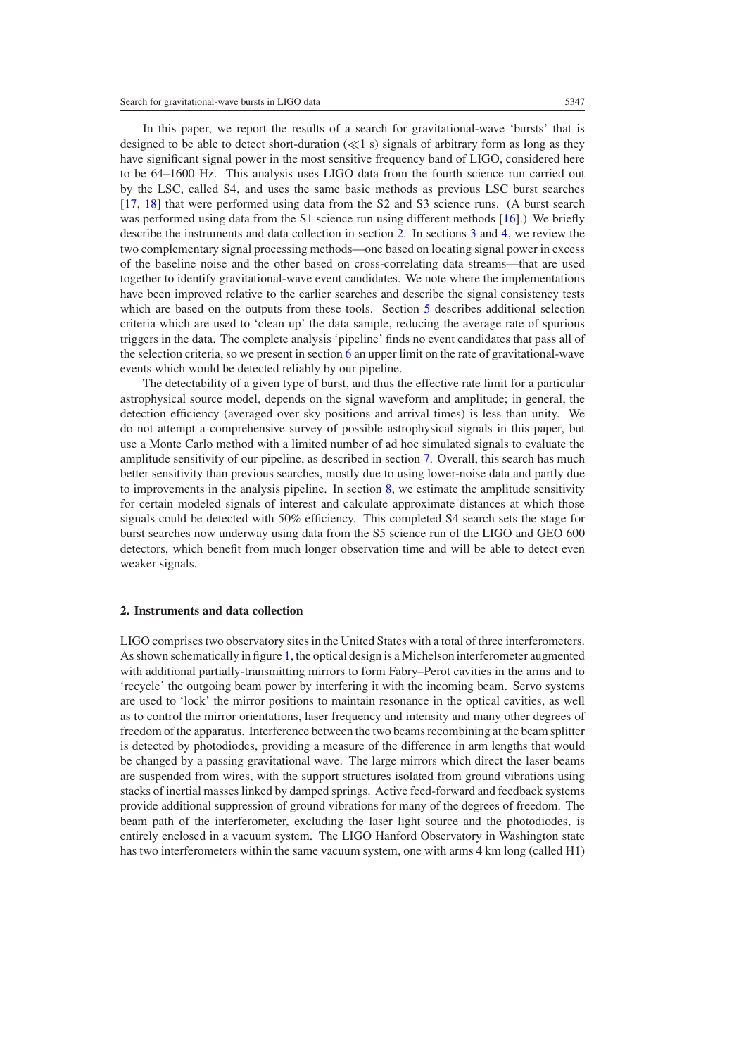In this paper, we report the results of a search for gravitational-wave 'bursts' that is designed to be able to detect short-duration ($\ll$1 s) signals of arbitrary form as long as they have significant signal power in the most sensitive frequency band of LIGO, considered here to be 64–1600 Hz. This analysis uses LIGO data from the fourth science run carried out by the LSC, called S4, and uses the same basic methods as previous LSC burst searches [17, 18] that were performed using data from the S2 and S3 science runs. (A burst search was performed using data from the S1 science run using different methods [16].) We briefly describe the instruments and data collection in section 2. In sections 3 and 4, we review the two complementary signal processing methods—one based on locating signal power in excess of the baseline noise and the other based on cross-correlating data streams—that are used together to identify gravitational-wave event candidates. We note where the implementations have been improved relative to the earlier searches and describe the signal consistency tests which are based on the outputs from these tools. Section 5 describes additional selection criteria which are used to 'clean up' the data sample, reducing the average rate of spurious triggers in the data. The complete analysis 'pipeline' finds no event candidates that pass all of the selection criteria, so we present in section 6 an upper limit on the rate of gravitational-wave events which would be detected reliably by our pipeline.

The detectability of a given type of burst, and thus the effective rate limit for a particular astrophysical source model, depends on the signal waveform and amplitude; in general, the detection efficiency (averaged over sky positions and arrival times) is less than unity. We do not attempt a comprehensive survey of possible astrophysical signals in this paper, but use a Monte Carlo method with a limited number of ad hoc simulated signals to evaluate the amplitude sensitivity of our pipeline, as described in section 7. Overall, this search has much better sensitivity than previous searches, mostly due to using lower-noise data and partly due to improvements in the analysis pipeline. In section 8, we estimate the amplitude sensitivity for certain modeled signals of interest and calculate approximate distances at which those signals could be detected with 50% efficiency. This completed S4 search sets the stage for burst searches now underway using data from the S5 science run of the LIGO and GEO 600 detectors, which benefit from much longer observation time and will be able to detect even weaker signals.

## 2. Instruments and data collection

LIGO comprises two observatory sites in the United States with a total of three interferometers. As shown schematically in figure 1, the optical design is a Michelson interferometer augmented with additional partially-transmitting mirrors to form Fabry–Perot cavities in the arms and to 'recycle' the outgoing beam power by interfering it with the incoming beam. Servo systems are used to 'lock' the mirror positions to maintain resonance in the optical cavities, as well as to control the mirror orientations, laser frequency and intensity and many other degrees of freedom of the apparatus. Interference between the two beams recombining at the beam splitter is detected by photodiodes, providing a measure of the difference in arm lengths that would be changed by a passing gravitational wave. The large mirrors which direct the laser beams are suspended from wires, with the support structures isolated from ground vibrations using stacks of inertial masses linked by damped springs. Active feed-forward and feedback systems provide additional suppression of ground vibrations for many of the degrees of freedom. The beam path of the interferometer, excluding the laser light source and the photodiodes, is entirely enclosed in a vacuum system. The LIGO Hanford Observatory in Washington state has two interferometers within the same vacuum system, one with arms 4 km long (called H1)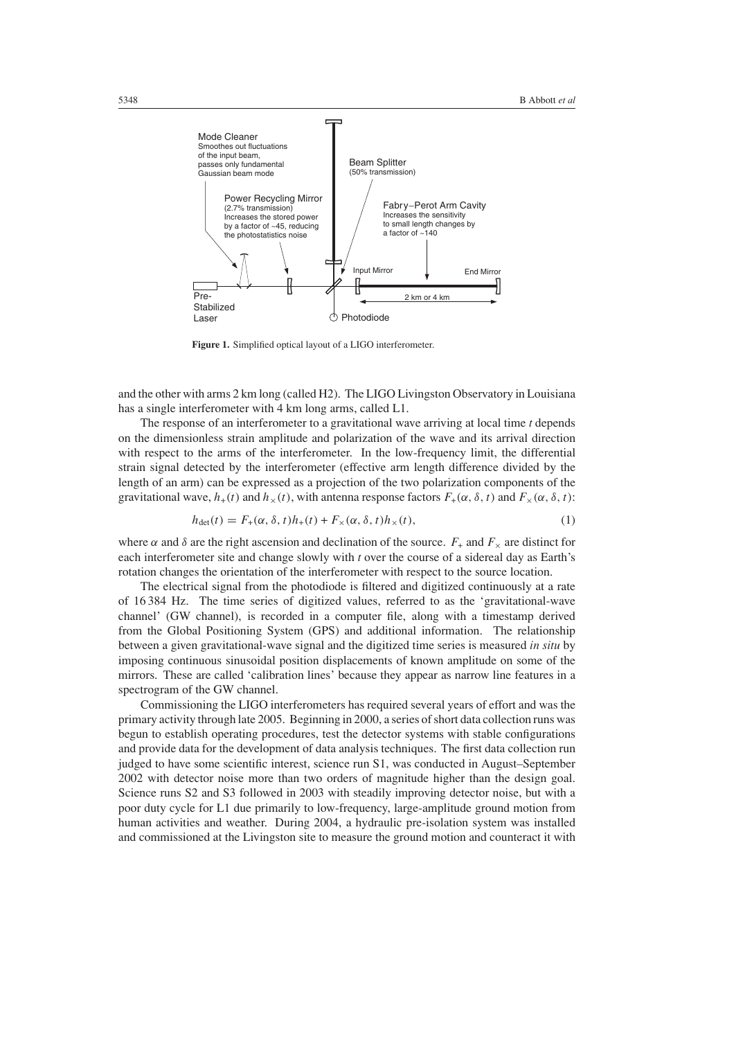**Figure 1.** Simplified optical layout of a LIGO interferometer.

and the other with arms 2 km long (called H2). The LIGO Livingston Observatory in Louisiana has a single interferometer with 4 km long arms, called L1.

The response of an interferometer to a gravitational wave arriving at local time $t$ depends on the dimensionless strain amplitude and polarization of the wave and its arrival direction with respect to the arms of the interferometer. In the low-frequency limit, the differential strain signal detected by the interferometer (effective arm length difference divided by the length of an arm) can be expressed as a projection of the two polarization components of the gravitational wave, $h_+(t)$ and $h_\times(t)$, with antenna response factors $F_+(\alpha, \delta, t)$ and $F_\times(\alpha, \delta, t)$:

$$h_{\rm det}(t) = F_+(\alpha, \delta, t)h_+(t) + F_\times(\alpha, \delta, t)h_\times(t), \tag{1}$$

where $\alpha$ and $\delta$ are the right ascension and declination of the source. $F_+$ and $F_\times$ are distinct for each interferometer site and change slowly with $t$ over the course of a sidereal day as Earth's rotation changes the orientation of the interferometer with respect to the source location.

The electrical signal from the photodiode is filtered and digitized continuously at a rate of 16 384 Hz. The time series of digitized values, referred to as the 'gravitational-wave channel' (GW channel), is recorded in a computer file, along with a timestamp derived from the Global Positioning System (GPS) and additional information. The relationship between a given gravitational-wave signal and the digitized time series is measured *in situ* by imposing continuous sinusoidal position displacements of known amplitude on some of the mirrors. These are called 'calibration lines' because they appear as narrow line features in a spectrogram of the GW channel.

Commissioning the LIGO interferometers has required several years of effort and was the primary activity through late 2005. Beginning in 2000, a series of short data collection runs was begun to establish operating procedures, test the detector systems with stable configurations and provide data for the development of data analysis techniques. The first data collection run judged to have some scientific interest, science run S1, was conducted in August–September 2002 with detector noise more than two orders of magnitude higher than the design goal. Science runs S2 and S3 followed in 2003 with steadily improving detector noise, but with a poor duty cycle for L1 due primarily to low-frequency, large-amplitude ground motion from human activities and weather. During 2004, a hydraulic pre-isolation system was installed and commissioned at the Livingston site to measure the ground motion and counteract it with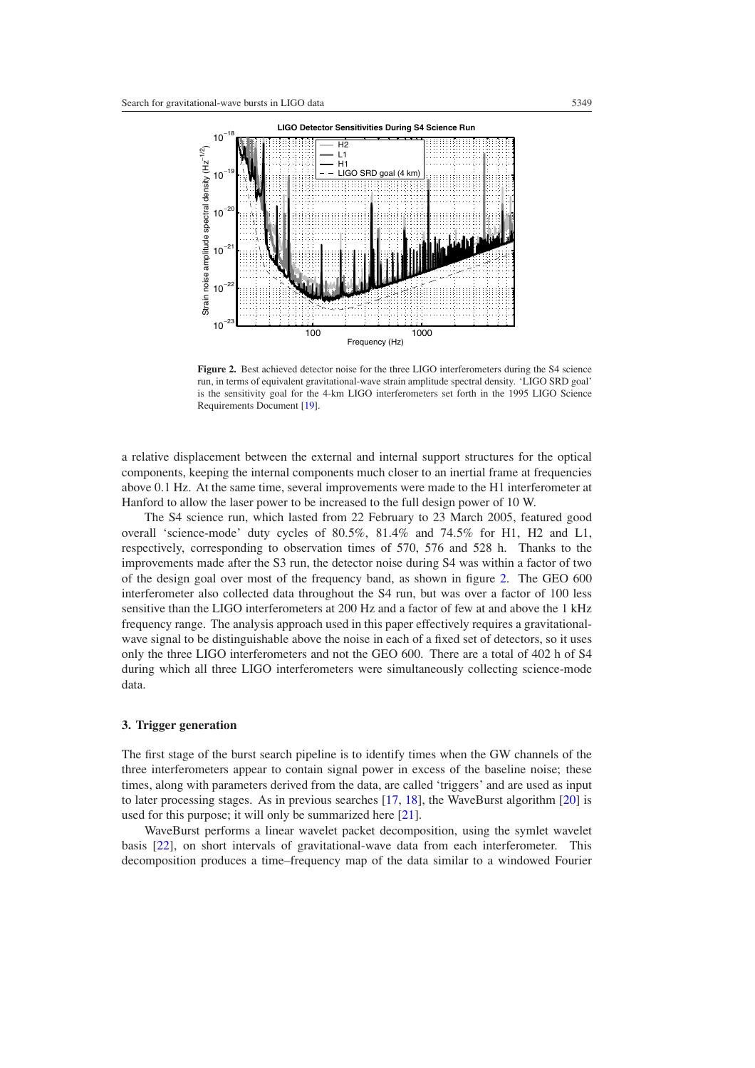**Figure 2.** Best achieved detector noise for the three LIGO interferometers during the S4 science run, in terms of equivalent gravitational-wave strain amplitude spectral density. 'LIGO SRD goal' is the sensitivity goal for the 4-km LIGO interferometers set forth in the 1995 LIGO Science Requirements Document [19].

a relative displacement between the external and internal support structures for the optical components, keeping the internal components much closer to an inertial frame at frequencies above 0.1 Hz. At the same time, several improvements were made to the H1 interferometer at Hanford to allow the laser power to be increased to the full design power of 10 W.

The S4 science run, which lasted from 22 February to 23 March 2005, featured good overall 'science-mode' duty cycles of 80.5%, 81.4% and 74.5% for H1, H2 and L1, respectively, corresponding to observation times of 570, 576 and 528 h. Thanks to the improvements made after the S3 run, the detector noise during S4 was within a factor of two of the design goal over most of the frequency band, as shown in figure 2. The GEO 600 interferometer also collected data throughout the S4 run, but was over a factor of 100 less sensitive than the LIGO interferometers at 200 Hz and a factor of few at and above the 1 kHz frequency range. The analysis approach used in this paper effectively requires a gravitational-wave signal to be distinguishable above the noise in each of a fixed set of detectors, so it uses only the three LIGO interferometers and not the GEO 600. There are a total of 402 h of S4 during which all three LIGO interferometers were simultaneously collecting science-mode data.

## 3. Trigger generation

The first stage of the burst search pipeline is to identify times when the GW channels of the three interferometers appear to contain signal power in excess of the baseline noise; these times, along with parameters derived from the data, are called 'triggers' and are used as input to later processing stages. As in previous searches [17, 18], the WaveBurst algorithm [20] is used for this purpose; it will only be summarized here [21].

WaveBurst performs a linear wavelet packet decomposition, using the symlet wavelet basis [22], on short intervals of gravitational-wave data from each interferometer. This decomposition produces a time–frequency map of the data similar to a windowed Fourier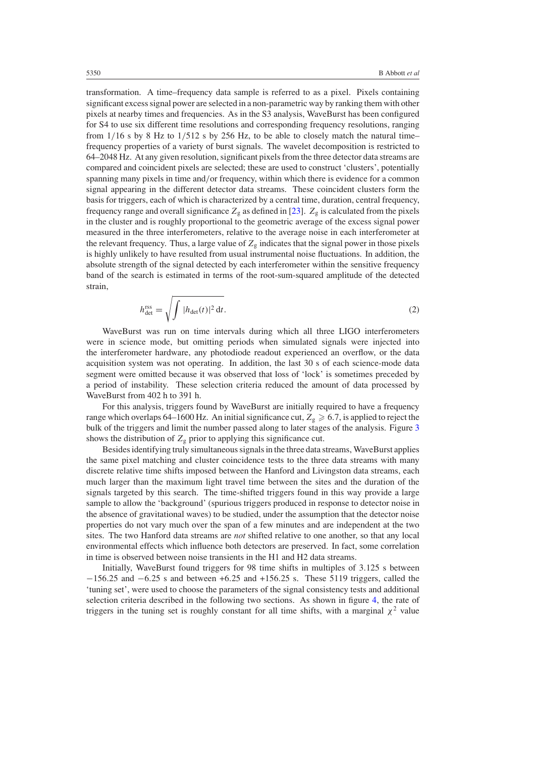transformation. A time–frequency data sample is referred to as a pixel. Pixels containing significant excess signal power are selected in a non-parametric way by ranking them with other pixels at nearby times and frequencies. As in the S3 analysis, WaveBurst has been configured for S4 to use six different time resolutions and corresponding frequency resolutions, ranging from 1/16 s by 8 Hz to 1/512 s by 256 Hz, to be able to closely match the natural time–frequency properties of a variety of burst signals. The wavelet decomposition is restricted to 64–2048 Hz. At any given resolution, significant pixels from the three detector data streams are compared and coincident pixels are selected; these are used to construct 'clusters', potentially spanning many pixels in time and/or frequency, within which there is evidence for a common signal appearing in the different detector data streams. These coincident clusters form the basis for triggers, each of which is characterized by a central time, duration, central frequency, frequency range and overall significance $Z_g$ as defined in [23]. $Z_g$ is calculated from the pixels in the cluster and is roughly proportional to the geometric average of the excess signal power measured in the three interferometers, relative to the average noise in each interferometer at the relevant frequency. Thus, a large value of $Z_g$ indicates that the signal power in those pixels is highly unlikely to have resulted from usual instrumental noise fluctuations. In addition, the absolute strength of the signal detected by each interferometer within the sensitive frequency band of the search is estimated in terms of the root-sum-squared amplitude of the detected strain,

$$h_{\text{det}}^{\text{rss}} = \sqrt{\int |h_{\text{det}}(t)|^2 \, \mathrm{d}t}. \tag{2}$$

WaveBurst was run on time intervals during which all three LIGO interferometers were in science mode, but omitting periods when simulated signals were injected into the interferometer hardware, any photodiode readout experienced an overflow, or the data acquisition system was not operating. In addition, the last 30 s of each science-mode data segment were omitted because it was observed that loss of 'lock' is sometimes preceded by a period of instability. These selection criteria reduced the amount of data processed by WaveBurst from 402 h to 391 h.

For this analysis, triggers found by WaveBurst are initially required to have a frequency range which overlaps 64–1600 Hz. An initial significance cut, $Z_g \geqslant 6.7$, is applied to reject the bulk of the triggers and limit the number passed along to later stages of the analysis. Figure 3 shows the distribution of $Z_g$ prior to applying this significance cut.

Besides identifying truly simultaneous signals in the three data streams, WaveBurst applies the same pixel matching and cluster coincidence tests to the three data streams with many discrete relative time shifts imposed between the Hanford and Livingston data streams, each much larger than the maximum light travel time between the sites and the duration of the signals targeted by this search. The time-shifted triggers found in this way provide a large sample to allow the 'background' (spurious triggers produced in response to detector noise in the absence of gravitational waves) to be studied, under the assumption that the detector noise properties do not vary much over the span of a few minutes and are independent at the two sites. The two Hanford data streams are *not* shifted relative to one another, so that any local environmental effects which influence both detectors are preserved. In fact, some correlation in time is observed between noise transients in the H1 and H2 data streams.

Initially, WaveBurst found triggers for 98 time shifts in multiples of 3.125 s between −156.25 and −6.25 s and between +6.25 and +156.25 s. These 5119 triggers, called the 'tuning set', were used to choose the parameters of the signal consistency tests and additional selection criteria described in the following two sections. As shown in figure 4, the rate of triggers in the tuning set is roughly constant for all time shifts, with a marginal $\chi^2$ value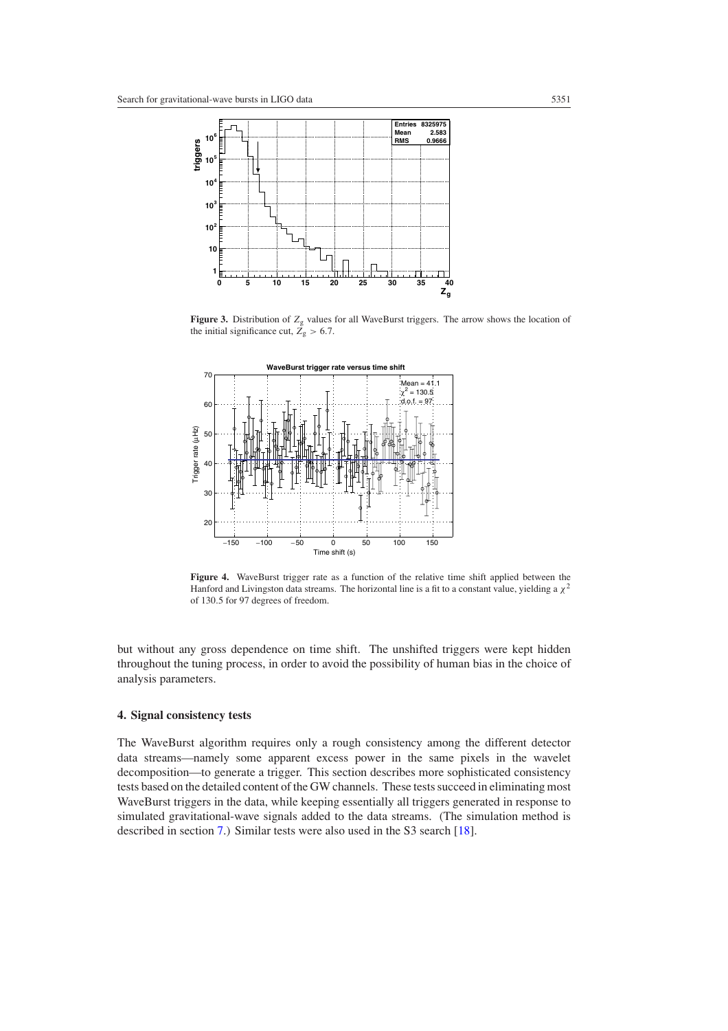**Figure 3.** Distribution of $Z_g$ values for all WaveBurst triggers. The arrow shows the location of the initial significance cut, $Z_g > 6.7$.

**Figure 4.** WaveBurst trigger rate as a function of the relative time shift applied between the Hanford and Livingston data streams. The horizontal line is a fit to a constant value, yielding a $\chi^2$ of 130.5 for 97 degrees of freedom.

but without any gross dependence on time shift. The unshifted triggers were kept hidden throughout the tuning process, in order to avoid the possibility of human bias in the choice of analysis parameters.

## 4. Signal consistency tests

The WaveBurst algorithm requires only a rough consistency among the different detector data streams—namely some apparent excess power in the same pixels in the wavelet decomposition—to generate a trigger. This section describes more sophisticated consistency tests based on the detailed content of the GW channels. These tests succeed in eliminating most WaveBurst triggers in the data, while keeping essentially all triggers generated in response to simulated gravitational-wave signals added to the data streams. (The simulation method is described in section 7.) Similar tests were also used in the S3 search [18].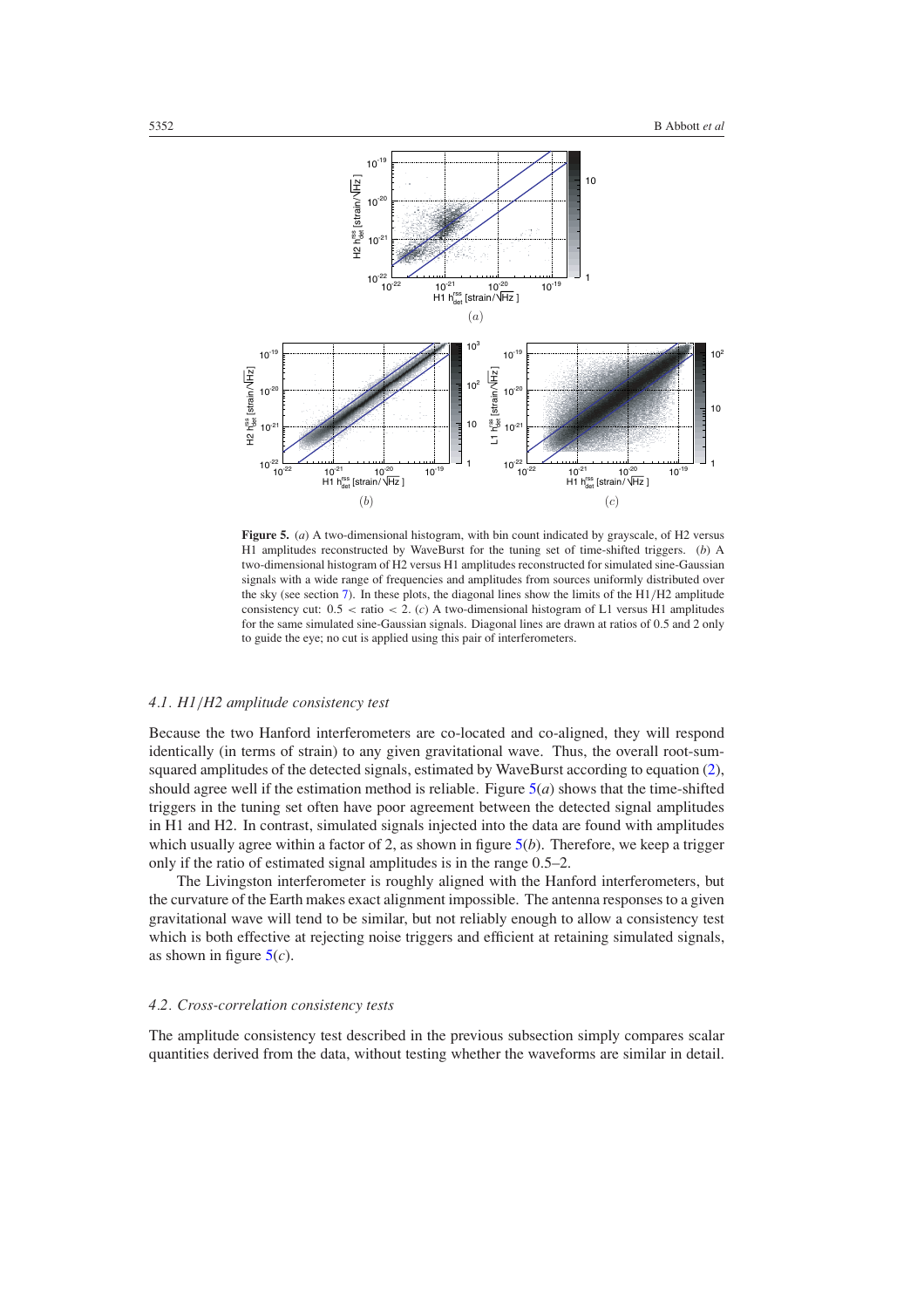**Figure 5.** (*a*) A two-dimensional histogram, with bin count indicated by grayscale, of H2 versus H1 amplitudes reconstructed by WaveBurst for the tuning set of time-shifted triggers. (*b*) A two-dimensional histogram of H2 versus H1 amplitudes reconstructed for simulated sine-Gaussian signals with a wide range of frequencies and amplitudes from sources uniformly distributed over the sky (see section 7). In these plots, the diagonal lines show the limits of the H1/H2 amplitude consistency cut: $0.5 < \text{ratio} < 2$. (*c*) A two-dimensional histogram of L1 versus H1 amplitudes for the same simulated sine-Gaussian signals. Diagonal lines are drawn at ratios of 0.5 and 2 only to guide the eye; no cut is applied using this pair of interferometers.

### 4.1. H1/H2 amplitude consistency test

Because the two Hanford interferometers are co-located and co-aligned, they will respond identically (in terms of strain) to any given gravitational wave. Thus, the overall root-sum-squared amplitudes of the detected signals, estimated by WaveBurst according to equation (2), should agree well if the estimation method is reliable. Figure 5(*a*) shows that the time-shifted triggers in the tuning set often have poor agreement between the detected signal amplitudes in H1 and H2. In contrast, simulated signals injected into the data are found with amplitudes which usually agree within a factor of 2, as shown in figure 5(*b*). Therefore, we keep a trigger only if the ratio of estimated signal amplitudes is in the range 0.5–2.

The Livingston interferometer is roughly aligned with the Hanford interferometers, but the curvature of the Earth makes exact alignment impossible. The antenna responses to a given gravitational wave will tend to be similar, but not reliably enough to allow a consistency test which is both effective at rejecting noise triggers and efficient at retaining simulated signals, as shown in figure 5(*c*).

### 4.2. Cross-correlation consistency tests

The amplitude consistency test described in the previous subsection simply compares scalar quantities derived from the data, without testing whether the waveforms are similar in detail.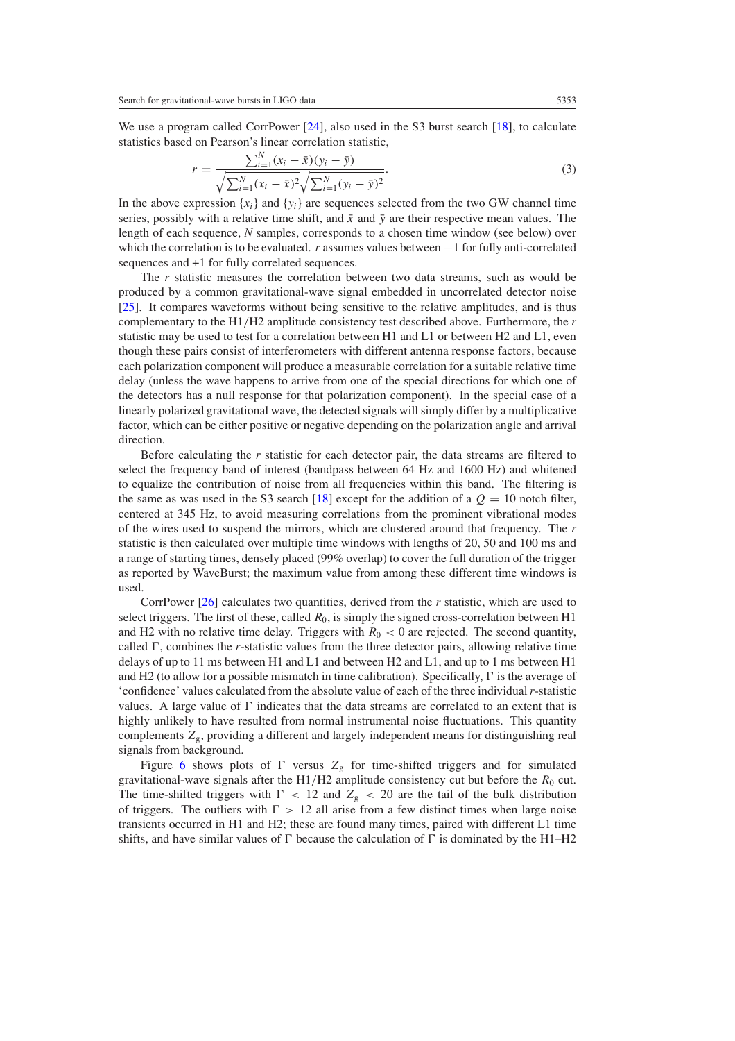We use a program called CorrPower [24], also used in the S3 burst search [18], to calculate statistics based on Pearson's linear correlation statistic,

$$r = \frac{\sum_{i=1}^{N}(x_i - \bar{x})(y_i - \bar{y})}{\sqrt{\sum_{i=1}^{N}(x_i - \bar{x})^2}\sqrt{\sum_{i=1}^{N}(y_i - \bar{y})^2}}. \tag{3}$$

In the above expression $\{x_i\}$ and $\{y_i\}$ are sequences selected from the two GW channel time series, possibly with a relative time shift, and $\bar{x}$ and $\bar{y}$ are their respective mean values. The length of each sequence, $N$ samples, corresponds to a chosen time window (see below) over which the correlation is to be evaluated. $r$ assumes values between $-1$ for fully anti-correlated sequences and +1 for fully correlated sequences.

The $r$ statistic measures the correlation between two data streams, such as would be produced by a common gravitational-wave signal embedded in uncorrelated detector noise [25]. It compares waveforms without being sensitive to the relative amplitudes, and is thus complementary to the H1/H2 amplitude consistency test described above. Furthermore, the $r$ statistic may be used to test for a correlation between H1 and L1 or between H2 and L1, even though these pairs consist of interferometers with different antenna response factors, because each polarization component will produce a measurable correlation for a suitable relative time delay (unless the wave happens to arrive from one of the special directions for which one of the detectors has a null response for that polarization component). In the special case of a linearly polarized gravitational wave, the detected signals will simply differ by a multiplicative factor, which can be either positive or negative depending on the polarization angle and arrival direction.

Before calculating the $r$ statistic for each detector pair, the data streams are filtered to select the frequency band of interest (bandpass between 64 Hz and 1600 Hz) and whitened to equalize the contribution of noise from all frequencies within this band. The filtering is the same as was used in the S3 search [18] except for the addition of a $Q = 10$ notch filter, centered at 345 Hz, to avoid measuring correlations from the prominent vibrational modes of the wires used to suspend the mirrors, which are clustered around that frequency. The $r$ statistic is then calculated over multiple time windows with lengths of 20, 50 and 100 ms and a range of starting times, densely placed (99% overlap) to cover the full duration of the trigger as reported by WaveBurst; the maximum value from among these different time windows is used.

CorrPower [26] calculates two quantities, derived from the $r$ statistic, which are used to select triggers. The first of these, called $R_0$, is simply the signed cross-correlation between H1 and H2 with no relative time delay. Triggers with $R_0 < 0$ are rejected. The second quantity, called $\Gamma$, combines the $r$-statistic values from the three detector pairs, allowing relative time delays of up to 11 ms between H1 and L1 and between H2 and L1, and up to 1 ms between H1 and H2 (to allow for a possible mismatch in time calibration). Specifically, $\Gamma$ is the average of 'confidence' values calculated from the absolute value of each of the three individual $r$-statistic values. A large value of $\Gamma$ indicates that the data streams are correlated to an extent that is highly unlikely to have resulted from normal instrumental noise fluctuations. This quantity complements $Z_g$, providing a different and largely independent means for distinguishing real signals from background.

Figure 6 shows plots of $\Gamma$ versus $Z_g$ for time-shifted triggers and for simulated gravitational-wave signals after the H1/H2 amplitude consistency cut but before the $R_0$ cut. The time-shifted triggers with $\Gamma < 12$ and $Z_g < 20$ are the tail of the bulk distribution of triggers. The outliers with $\Gamma > 12$ all arise from a few distinct times when large noise transients occurred in H1 and H2; these are found many times, paired with different L1 time shifts, and have similar values of $\Gamma$ because the calculation of $\Gamma$ is dominated by the H1–H2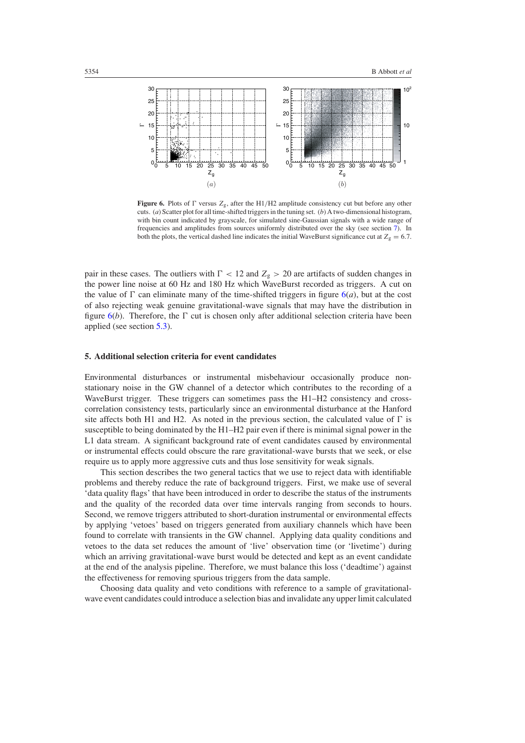**Figure 6.** Plots of $\Gamma$ versus $Z_g$, after the H1/H2 amplitude consistency cut but before any other cuts. (*a*) Scatter plot for all time-shifted triggers in the tuning set. (*b*) A two-dimensional histogram, with bin count indicated by grayscale, for simulated sine-Gaussian signals with a wide range of frequencies and amplitudes from sources uniformly distributed over the sky (see section 7). In both the plots, the vertical dashed line indicates the initial WaveBurst significance cut at $Z_g = 6.7$.

pair in these cases. The outliers with $\Gamma < 12$ and $Z_g > 20$ are artifacts of sudden changes in the power line noise at 60 Hz and 180 Hz which WaveBurst recorded as triggers. A cut on the value of $\Gamma$ can eliminate many of the time-shifted triggers in figure 6(*a*), but at the cost of also rejecting weak genuine gravitational-wave signals that may have the distribution in figure 6(*b*). Therefore, the $\Gamma$ cut is chosen only after additional selection criteria have been applied (see section 5.3).

## 5. Additional selection criteria for event candidates

Environmental disturbances or instrumental misbehaviour occasionally produce non-stationary noise in the GW channel of a detector which contributes to the recording of a WaveBurst trigger. These triggers can sometimes pass the H1–H2 consistency and cross-correlation consistency tests, particularly since an environmental disturbance at the Hanford site affects both H1 and H2. As noted in the previous section, the calculated value of $\Gamma$ is susceptible to being dominated by the H1–H2 pair even if there is minimal signal power in the L1 data stream. A significant background rate of event candidates caused by environmental or instrumental effects could obscure the rare gravitational-wave bursts that we seek, or else require us to apply more aggressive cuts and thus lose sensitivity for weak signals.

This section describes the two general tactics that we use to reject data with identifiable problems and thereby reduce the rate of background triggers. First, we make use of several 'data quality flags' that have been introduced in order to describe the status of the instruments and the quality of the recorded data over time intervals ranging from seconds to hours. Second, we remove triggers attributed to short-duration instrumental or environmental effects by applying 'vetoes' based on triggers generated from auxiliary channels which have been found to correlate with transients in the GW channel. Applying data quality conditions and vetoes to the data set reduces the amount of 'live' observation time (or 'livetime') during which an arriving gravitational-wave burst would be detected and kept as an event candidate at the end of the analysis pipeline. Therefore, we must balance this loss ('deadtime') against the effectiveness for removing spurious triggers from the data sample.

Choosing data quality and veto conditions with reference to a sample of gravitational-wave event candidates could introduce a selection bias and invalidate any upper limit calculated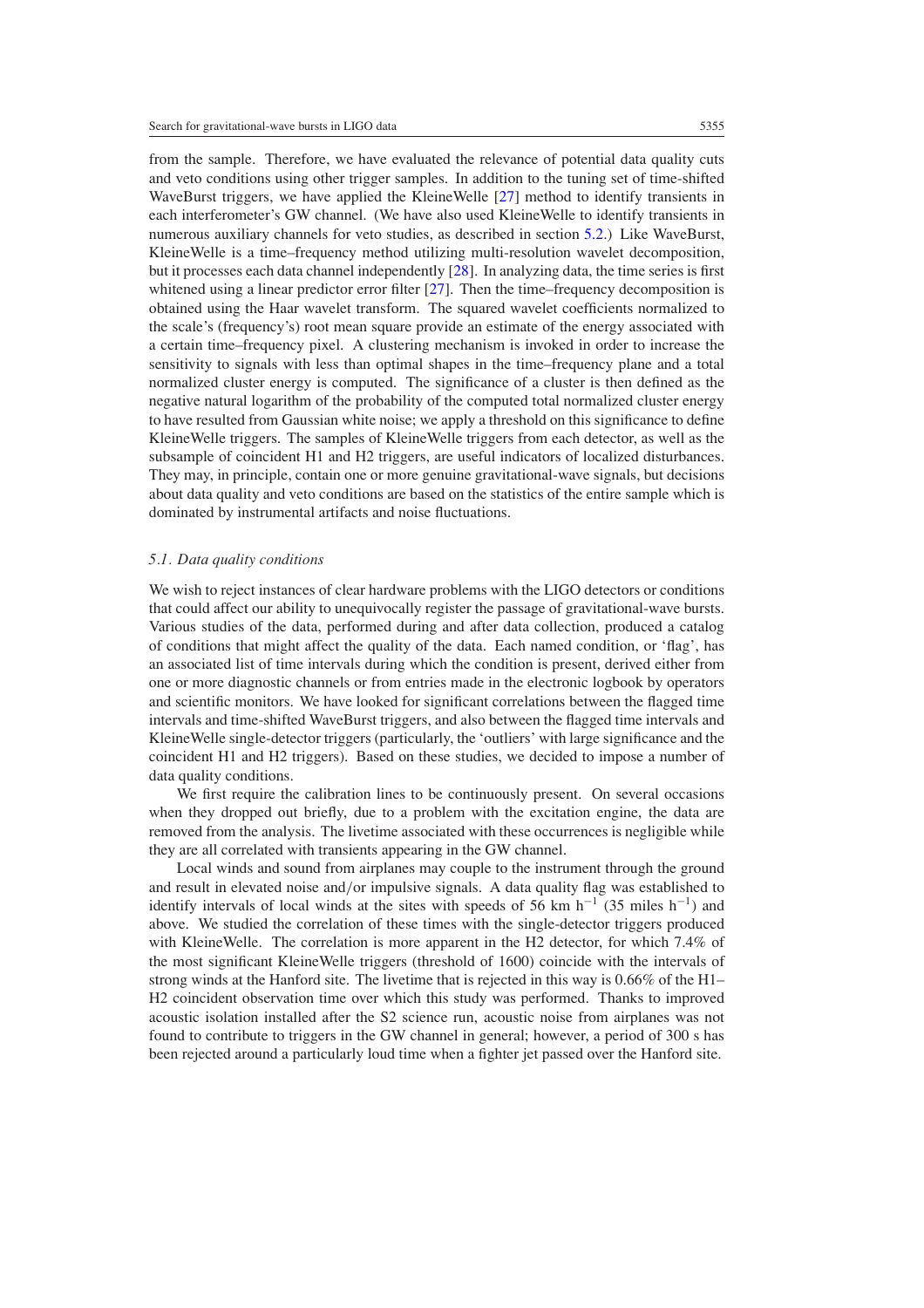from the sample. Therefore, we have evaluated the relevance of potential data quality cuts and veto conditions using other trigger samples. In addition to the tuning set of time-shifted WaveBurst triggers, we have applied the KleineWelle [27] method to identify transients in each interferometer's GW channel. (We have also used KleineWelle to identify transients in numerous auxiliary channels for veto studies, as described in section 5.2.) Like WaveBurst, KleineWelle is a time–frequency method utilizing multi-resolution wavelet decomposition, but it processes each data channel independently [28]. In analyzing data, the time series is first whitened using a linear predictor error filter [27]. Then the time–frequency decomposition is obtained using the Haar wavelet transform. The squared wavelet coefficients normalized to the scale's (frequency's) root mean square provide an estimate of the energy associated with a certain time–frequency pixel. A clustering mechanism is invoked in order to increase the sensitivity to signals with less than optimal shapes in the time–frequency plane and a total normalized cluster energy is computed. The significance of a cluster is then defined as the negative natural logarithm of the probability of the computed total normalized cluster energy to have resulted from Gaussian white noise; we apply a threshold on this significance to define KleineWelle triggers. The samples of KleineWelle triggers from each detector, as well as the subsample of coincident H1 and H2 triggers, are useful indicators of localized disturbances. They may, in principle, contain one or more genuine gravitational-wave signals, but decisions about data quality and veto conditions are based on the statistics of the entire sample which is dominated by instrumental artifacts and noise fluctuations.

### *5.1. Data quality conditions*

We wish to reject instances of clear hardware problems with the LIGO detectors or conditions that could affect our ability to unequivocally register the passage of gravitational-wave bursts. Various studies of the data, performed during and after data collection, produced a catalog of conditions that might affect the quality of the data. Each named condition, or 'flag', has an associated list of time intervals during which the condition is present, derived either from one or more diagnostic channels or from entries made in the electronic logbook by operators and scientific monitors. We have looked for significant correlations between the flagged time intervals and time-shifted WaveBurst triggers, and also between the flagged time intervals and KleineWelle single-detector triggers (particularly, the 'outliers' with large significance and the coincident H1 and H2 triggers). Based on these studies, we decided to impose a number of data quality conditions.

We first require the calibration lines to be continuously present. On several occasions when they dropped out briefly, due to a problem with the excitation engine, the data are removed from the analysis. The livetime associated with these occurrences is negligible while they are all correlated with transients appearing in the GW channel.

Local winds and sound from airplanes may couple to the instrument through the ground and result in elevated noise and/or impulsive signals. A data quality flag was established to identify intervals of local winds at the sites with speeds of 56 km $\mathrm{h}^{-1}$ (35 miles $\mathrm{h}^{-1}$) and above. We studied the correlation of these times with the single-detector triggers produced with KleineWelle. The correlation is more apparent in the H2 detector, for which 7.4% of the most significant KleineWelle triggers (threshold of 1600) coincide with the intervals of strong winds at the Hanford site. The livetime that is rejected in this way is 0.66% of the H1–H2 coincident observation time over which this study was performed. Thanks to improved acoustic isolation installed after the S2 science run, acoustic noise from airplanes was not found to contribute to triggers in the GW channel in general; however, a period of 300 s has been rejected around a particularly loud time when a fighter jet passed over the Hanford site.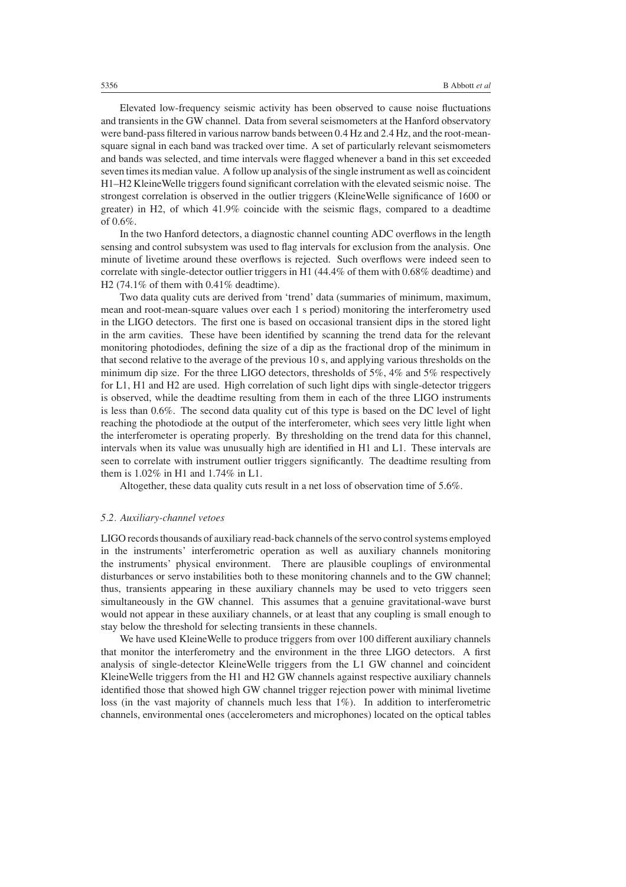Elevated low-frequency seismic activity has been observed to cause noise fluctuations and transients in the GW channel. Data from several seismometers at the Hanford observatory were band-pass filtered in various narrow bands between 0.4 Hz and 2.4 Hz, and the root-mean-square signal in each band was tracked over time. A set of particularly relevant seismometers and bands was selected, and time intervals were flagged whenever a band in this set exceeded seven times its median value. A follow up analysis of the single instrument as well as coincident H1–H2 KleineWelle triggers found significant correlation with the elevated seismic noise. The strongest correlation is observed in the outlier triggers (KleineWelle significance of 1600 or greater) in H2, of which 41.9% coincide with the seismic flags, compared to a deadtime of 0.6%.

In the two Hanford detectors, a diagnostic channel counting ADC overflows in the length sensing and control subsystem was used to flag intervals for exclusion from the analysis. One minute of livetime around these overflows is rejected. Such overflows were indeed seen to correlate with single-detector outlier triggers in H1 (44.4% of them with 0.68% deadtime) and H2 (74.1% of them with 0.41% deadtime).

Two data quality cuts are derived from 'trend' data (summaries of minimum, maximum, mean and root-mean-square values over each 1 s period) monitoring the interferometry used in the LIGO detectors. The first one is based on occasional transient dips in the stored light in the arm cavities. These have been identified by scanning the trend data for the relevant monitoring photodiodes, defining the size of a dip as the fractional drop of the minimum in that second relative to the average of the previous 10 s, and applying various thresholds on the minimum dip size. For the three LIGO detectors, thresholds of 5%, 4% and 5% respectively for L1, H1 and H2 are used. High correlation of such light dips with single-detector triggers is observed, while the deadtime resulting from them in each of the three LIGO instruments is less than 0.6%. The second data quality cut of this type is based on the DC level of light reaching the photodiode at the output of the interferometer, which sees very little light when the interferometer is operating properly. By thresholding on the trend data for this channel, intervals when its value was unusually high are identified in H1 and L1. These intervals are seen to correlate with instrument outlier triggers significantly. The deadtime resulting from them is 1.02% in H1 and 1.74% in L1.

Altogether, these data quality cuts result in a net loss of observation time of 5.6%.

### *5.2. Auxiliary-channel vetoes*

LIGO records thousands of auxiliary read-back channels of the servo control systems employed in the instruments' interferometric operation as well as auxiliary channels monitoring the instruments' physical environment. There are plausible couplings of environmental disturbances or servo instabilities both to these monitoring channels and to the GW channel; thus, transients appearing in these auxiliary channels may be used to veto triggers seen simultaneously in the GW channel. This assumes that a genuine gravitational-wave burst would not appear in these auxiliary channels, or at least that any coupling is small enough to stay below the threshold for selecting transients in these channels.

We have used KleineWelle to produce triggers from over 100 different auxiliary channels that monitor the interferometry and the environment in the three LIGO detectors. A first analysis of single-detector KleineWelle triggers from the L1 GW channel and coincident KleineWelle triggers from the H1 and H2 GW channels against respective auxiliary channels identified those that showed high GW channel trigger rejection power with minimal livetime loss (in the vast majority of channels much less that 1%). In addition to interferometric channels, environmental ones (accelerometers and microphones) located on the optical tables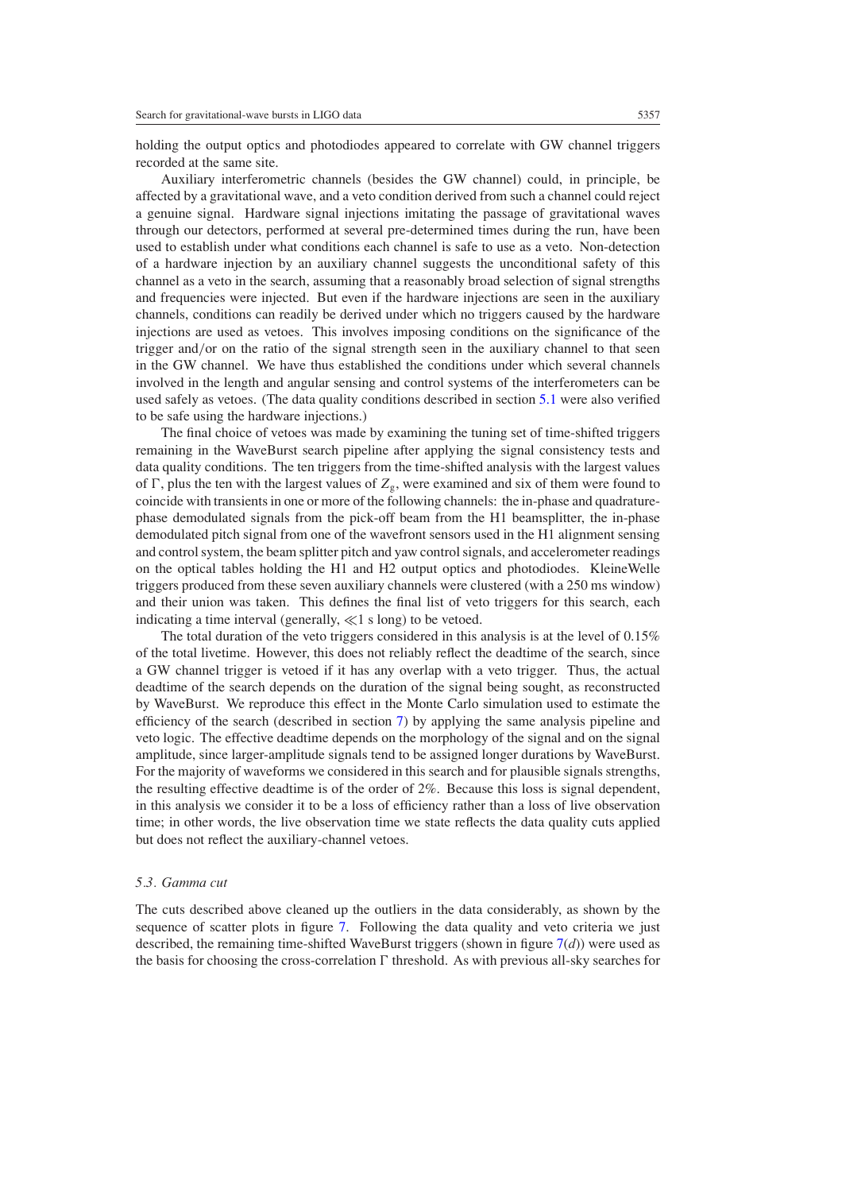holding the output optics and photodiodes appeared to correlate with GW channel triggers recorded at the same site.

Auxiliary interferometric channels (besides the GW channel) could, in principle, be affected by a gravitational wave, and a veto condition derived from such a channel could reject a genuine signal. Hardware signal injections imitating the passage of gravitational waves through our detectors, performed at several pre-determined times during the run, have been used to establish under what conditions each channel is safe to use as a veto. Non-detection of a hardware injection by an auxiliary channel suggests the unconditional safety of this channel as a veto in the search, assuming that a reasonably broad selection of signal strengths and frequencies were injected. But even if the hardware injections are seen in the auxiliary channels, conditions can readily be derived under which no triggers caused by the hardware injections are used as vetoes. This involves imposing conditions on the significance of the trigger and/or on the ratio of the signal strength seen in the auxiliary channel to that seen in the GW channel. We have thus established the conditions under which several channels involved in the length and angular sensing and control systems of the interferometers can be used safely as vetoes. (The data quality conditions described in section 5.1 were also verified to be safe using the hardware injections.)

The final choice of vetoes was made by examining the tuning set of time-shifted triggers remaining in the WaveBurst search pipeline after applying the signal consistency tests and data quality conditions. The ten triggers from the time-shifted analysis with the largest values of $\Gamma$, plus the ten with the largest values of $Z_g$, were examined and six of them were found to coincide with transients in one or more of the following channels: the in-phase and quadrature-phase demodulated signals from the pick-off beam from the H1 beamsplitter, the in-phase demodulated pitch signal from one of the wavefront sensors used in the H1 alignment sensing and control system, the beam splitter pitch and yaw control signals, and accelerometer readings on the optical tables holding the H1 and H2 output optics and photodiodes. KleineWelle triggers produced from these seven auxiliary channels were clustered (with a 250 ms window) and their union was taken. This defines the final list of veto triggers for this search, each indicating a time interval (generally, $\ll$1 s long) to be vetoed.

The total duration of the veto triggers considered in this analysis is at the level of 0.15% of the total livetime. However, this does not reliably reflect the deadtime of the search, since a GW channel trigger is vetoed if it has any overlap with a veto trigger. Thus, the actual deadtime of the search depends on the duration of the signal being sought, as reconstructed by WaveBurst. We reproduce this effect in the Monte Carlo simulation used to estimate the efficiency of the search (described in section 7) by applying the same analysis pipeline and veto logic. The effective deadtime depends on the morphology of the signal and on the signal amplitude, since larger-amplitude signals tend to be assigned longer durations by WaveBurst. For the majority of waveforms we considered in this search and for plausible signals strengths, the resulting effective deadtime is of the order of 2%. Because this loss is signal dependent, in this analysis we consider it to be a loss of efficiency rather than a loss of live observation time; in other words, the live observation time we state reflects the data quality cuts applied but does not reflect the auxiliary-channel vetoes.

### *5.3. Gamma cut*

The cuts described above cleaned up the outliers in the data considerably, as shown by the sequence of scatter plots in figure 7. Following the data quality and veto criteria we just described, the remaining time-shifted WaveBurst triggers (shown in figure 7(*d*)) were used as the basis for choosing the cross-correlation $\Gamma$ threshold. As with previous all-sky searches for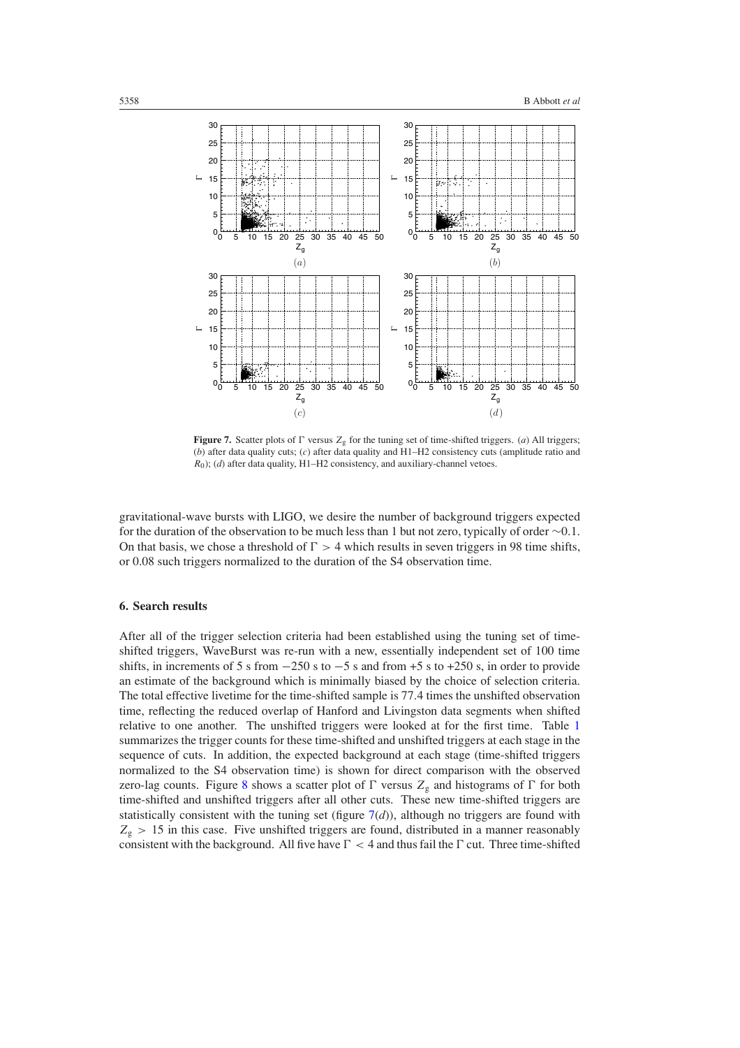**Figure 7.** Scatter plots of $\Gamma$ versus $Z_g$ for the tuning set of time-shifted triggers. (*a*) All triggers; (*b*) after data quality cuts; (*c*) after data quality and H1–H2 consistency cuts (amplitude ratio and $R_0$); (*d*) after data quality, H1–H2 consistency, and auxiliary-channel vetoes.

gravitational-wave bursts with LIGO, we desire the number of background triggers expected for the duration of the observation to be much less than 1 but not zero, typically of order $\sim 0.1$. On that basis, we chose a threshold of $\Gamma > 4$ which results in seven triggers in 98 time shifts, or 0.08 such triggers normalized to the duration of the S4 observation time.

## 6. Search results

After all of the trigger selection criteria had been established using the tuning set of time-shifted triggers, WaveBurst was re-run with a new, essentially independent set of 100 time shifts, in increments of 5 s from $-250$ s to $-5$ s and from +5 s to +250 s, in order to provide an estimate of the background which is minimally biased by the choice of selection criteria. The total effective livetime for the time-shifted sample is 77.4 times the unshifted observation time, reflecting the reduced overlap of Hanford and Livingston data segments when shifted relative to one another. The unshifted triggers were looked at for the first time. Table 1 summarizes the trigger counts for these time-shifted and unshifted triggers at each stage in the sequence of cuts. In addition, the expected background at each stage (time-shifted triggers normalized to the S4 observation time) is shown for direct comparison with the observed zero-lag counts. Figure 8 shows a scatter plot of $\Gamma$ versus $Z_g$ and histograms of $\Gamma$ for both time-shifted and unshifted triggers after all other cuts. These new time-shifted triggers are statistically consistent with the tuning set (figure 7(*d*)), although no triggers are found with $Z_g > 15$ in this case. Five unshifted triggers are found, distributed in a manner reasonably consistent with the background. All five have $\Gamma < 4$ and thus fail the $\Gamma$ cut. Three time-shifted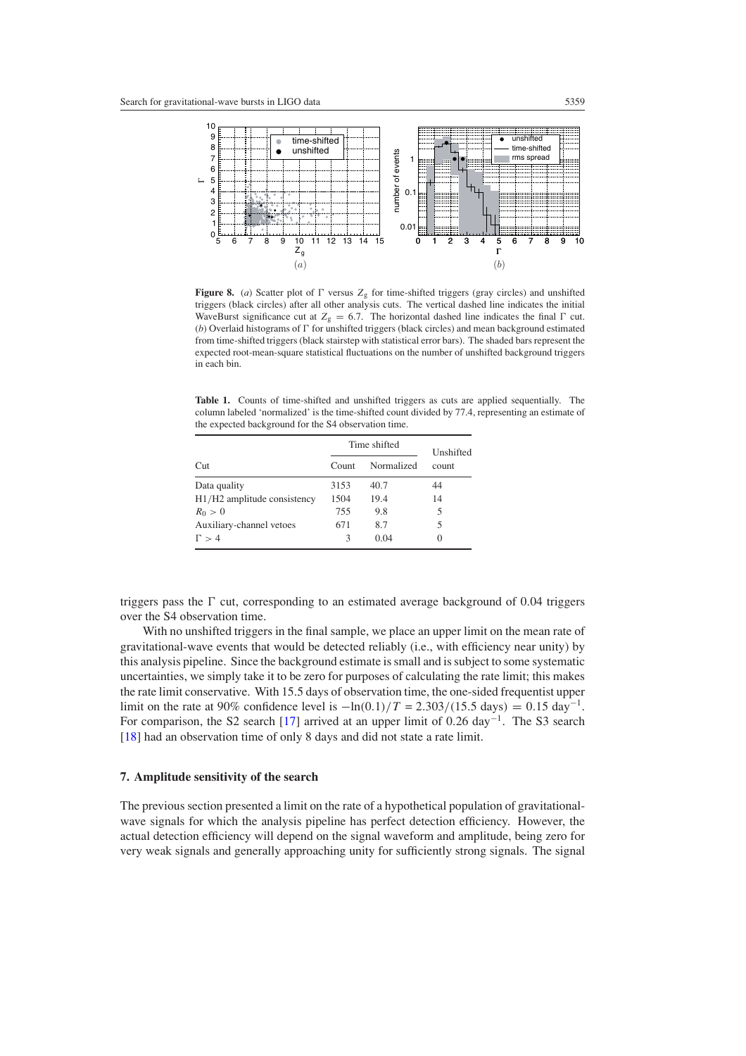**Figure 8.** (*a*) Scatter plot of $\Gamma$ versus $Z_g$ for time-shifted triggers (gray circles) and unshifted triggers (black circles) after all other analysis cuts. The vertical dashed line indicates the initial WaveBurst significance cut at $Z_g = 6.7$. The horizontal dashed line indicates the final $\Gamma$ cut. (*b*) Overlaid histograms of $\Gamma$ for unshifted triggers (black circles) and mean background estimated from time-shifted triggers (black stairstep with statistical error bars). The shaded bars represent the expected root-mean-square statistical fluctuations on the number of unshifted background triggers in each bin.

**Table 1.** Counts of time-shifted and unshifted triggers as cuts are applied sequentially. The column labeled 'normalized' is the time-shifted count divided by 77.4, representing an estimate of the expected background for the S4 observation time.

| Cut | Time shifted | | Unshifted |
|---|---|---|---|
| | Count | Normalized | count |
| Data quality | 3153 | 40.7 | 44 |
| H1/H2 amplitude consistency | 1504 | 19.4 | 14 |
| $R_0 > 0$ | 755 | 9.8 | 5 |
| Auxiliary-channel vetoes | 671 | 8.7 | 5 |
| $\Gamma > 4$ | 3 | 0.04 | 0 |

triggers pass the $\Gamma$ cut, corresponding to an estimated average background of 0.04 triggers over the S4 observation time.

With no unshifted triggers in the final sample, we place an upper limit on the mean rate of gravitational-wave events that would be detected reliably (i.e., with efficiency near unity) by this analysis pipeline. Since the background estimate is small and is subject to some systematic uncertainties, we simply take it to be zero for purposes of calculating the rate limit; this makes the rate limit conservative. With 15.5 days of observation time, the one-sided frequentist upper limit on the rate at 90% confidence level is $-\ln(0.1)/T = 2.303/(15.5 \text{ days}) = 0.15 \text{ day}^{-1}$. For comparison, the S2 search [17] arrived at an upper limit of $0.26 \text{ day}^{-1}$. The S3 search [18] had an observation time of only 8 days and did not state a rate limit.

## 7. Amplitude sensitivity of the search

The previous section presented a limit on the rate of a hypothetical population of gravitational-wave signals for which the analysis pipeline has perfect detection efficiency. However, the actual detection efficiency will depend on the signal waveform and amplitude, being zero for very weak signals and generally approaching unity for sufficiently strong signals. The signal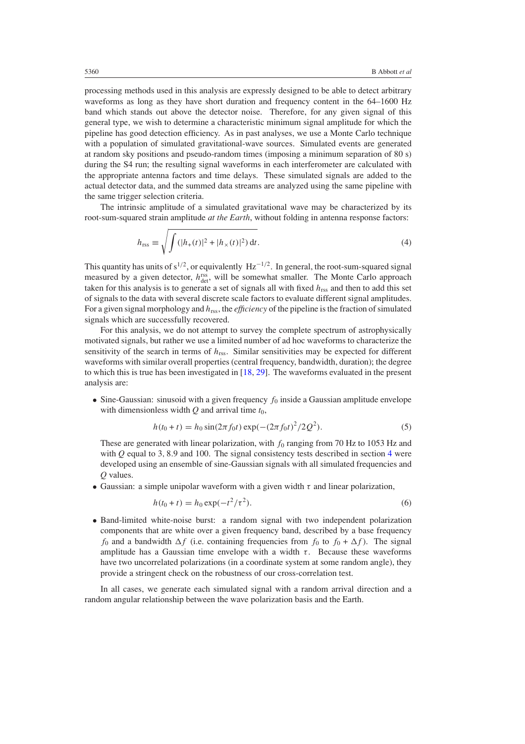processing methods used in this analysis are expressly designed to be able to detect arbitrary waveforms as long as they have short duration and frequency content in the 64–1600 Hz band which stands out above the detector noise. Therefore, for any given signal of this general type, we wish to determine a characteristic minimum signal amplitude for which the pipeline has good detection efficiency. As in past analyses, we use a Monte Carlo technique with a population of simulated gravitational-wave sources. Simulated events are generated at random sky positions and pseudo-random times (imposing a minimum separation of 80 s) during the S4 run; the resulting signal waveforms in each interferometer are calculated with the appropriate antenna factors and time delays. These simulated signals are added to the actual detector data, and the summed data streams are analyzed using the same pipeline with the same trigger selection criteria.

The intrinsic amplitude of a simulated gravitational wave may be characterized by its root-sum-squared strain amplitude *at the Earth*, without folding in antenna response factors:

$$h_{\rm rss} \equiv \sqrt{\int (|h_+(t)|^2 + |h_\times(t)|^2)\,{\rm d}t}. \tag{4}$$

This quantity has units of $\mathrm{s}^{1/2}$, or equivalently $\mathrm{Hz}^{-1/2}$. In general, the root-sum-squared signal measured by a given detector, $h_{\rm det}^{\rm rss}$, will be somewhat smaller. The Monte Carlo approach taken for this analysis is to generate a set of signals all with fixed $h_{\rm rss}$ and then to add this set of signals to the data with several discrete scale factors to evaluate different signal amplitudes. For a given signal morphology and $h_{\rm rss}$, the *efficiency* of the pipeline is the fraction of simulated signals which are successfully recovered.

For this analysis, we do not attempt to survey the complete spectrum of astrophysically motivated signals, but rather we use a limited number of ad hoc waveforms to characterize the sensitivity of the search in terms of $h_{\rm rss}$. Similar sensitivities may be expected for different waveforms with similar overall properties (central frequency, bandwidth, duration); the degree to which this is true has been investigated in [18, 29]. The waveforms evaluated in the present analysis are:

- Sine-Gaussian: sinusoid with a given frequency $f_0$ inside a Gaussian amplitude envelope with dimensionless width $Q$ and arrival time $t_0$,

$$h(t_0 + t) = h_0 \sin(2\pi f_0 t) \exp(-(2\pi f_0 t)^2/2Q^2). \tag{5}$$

  These are generated with linear polarization, with $f_0$ ranging from 70 Hz to 1053 Hz and with $Q$ equal to 3, 8.9 and 100. The signal consistency tests described in section 4 were developed using an ensemble of sine-Gaussian signals with all simulated frequencies and $Q$ values.

- Gaussian: a simple unipolar waveform with a given width $\tau$ and linear polarization,

$$h(t_0 + t) = h_0 \exp(-t^2/\tau^2). \tag{6}$$

- Band-limited white-noise burst: a random signal with two independent polarization components that are white over a given frequency band, described by a base frequency $f_0$ and a bandwidth $\Delta f$ (i.e. containing frequencies from $f_0$ to $f_0 + \Delta f$). The signal amplitude has a Gaussian time envelope with a width $\tau$. Because these waveforms have two uncorrelated polarizations (in a coordinate system at some random angle), they provide a stringent check on the robustness of our cross-correlation test.

In all cases, we generate each simulated signal with a random arrival direction and a random angular relationship between the wave polarization basis and the Earth.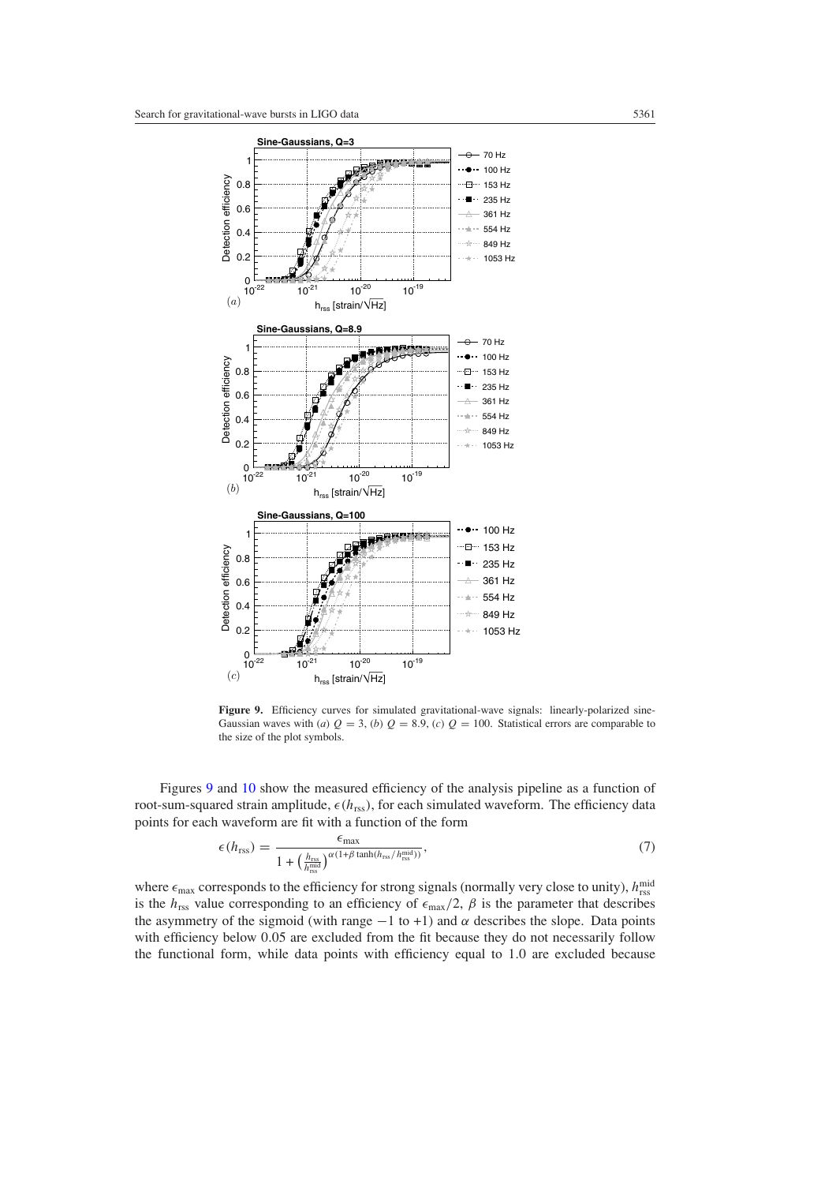**Figure 9.** Efficiency curves for simulated gravitational-wave signals: linearly-polarized sine-Gaussian waves with (*a*) $Q = 3$, (*b*) $Q = 8.9$, (*c*) $Q = 100$. Statistical errors are comparable to the size of the plot symbols.

Figures 9 and 10 show the measured efficiency of the analysis pipeline as a function of root-sum-squared strain amplitude, $\epsilon(h_{\rm rss})$, for each simulated waveform. The efficiency data points for each waveform are fit with a function of the form

$$\epsilon(h_{\rm rss}) = \frac{\epsilon_{\rm max}}{1 + \left(\frac{h_{\rm rss}}{h_{\rm rss}^{\rm mid}}\right)^{\alpha(1+\beta \tanh(h_{\rm rss}/h_{\rm rss}^{\rm mid}))}}, \tag{7}$$

where $\epsilon_{\rm max}$ corresponds to the efficiency for strong signals (normally very close to unity), $h_{\rm rss}^{\rm mid}$ is the $h_{\rm rss}$ value corresponding to an efficiency of $\epsilon_{\rm max}/2$, $\beta$ is the parameter that describes the asymmetry of the sigmoid (with range $-1$ to $+1$) and $\alpha$ describes the slope. Data points with efficiency below 0.05 are excluded from the fit because they do not necessarily follow the functional form, while data points with efficiency equal to 1.0 are excluded because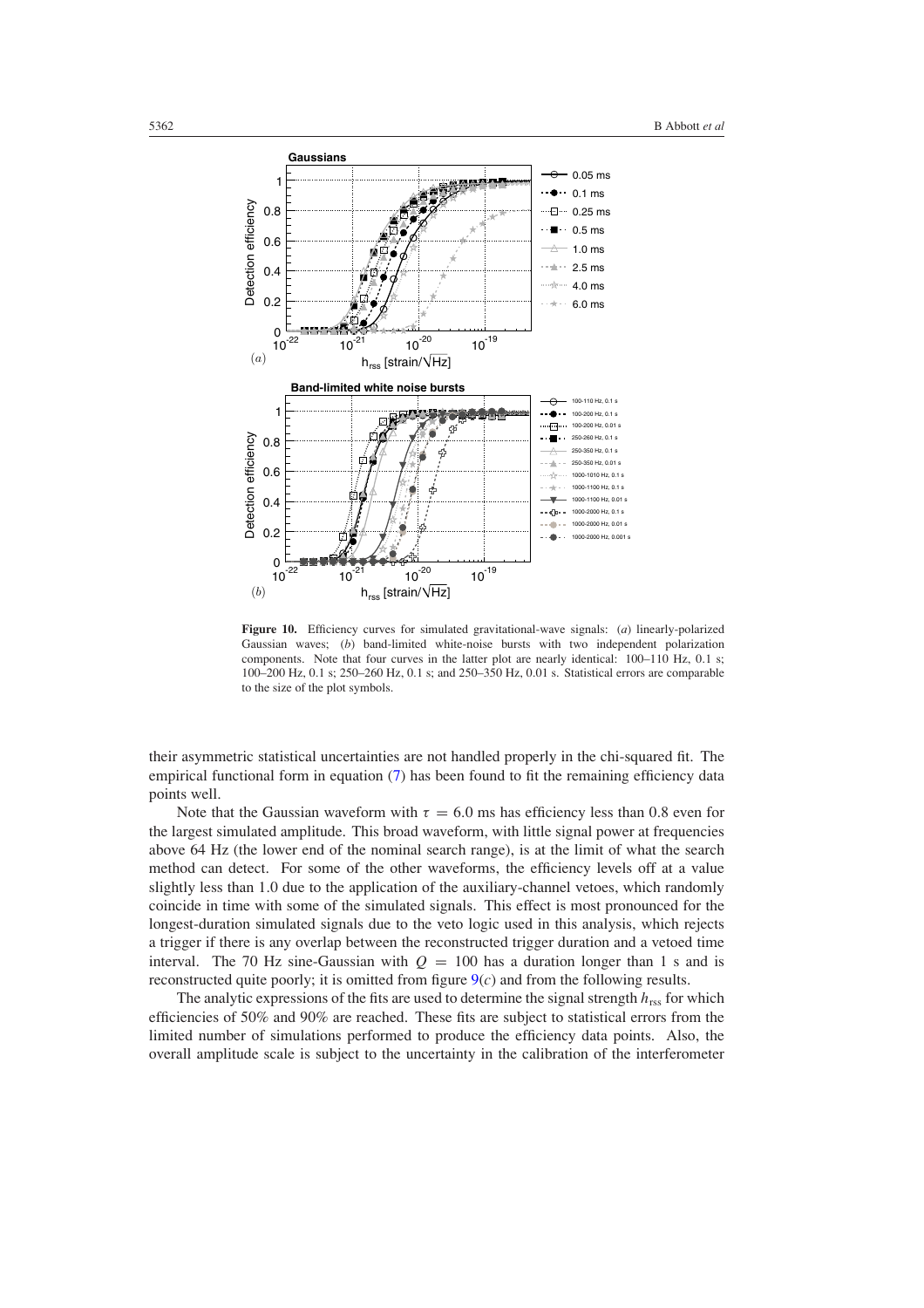**Figure 10.** Efficiency curves for simulated gravitational-wave signals: (*a*) linearly-polarized Gaussian waves; (*b*) band-limited white-noise bursts with two independent polarization components. Note that four curves in the latter plot are nearly identical: 100–110 Hz, 0.1 s; 100–200 Hz, 0.1 s; 250–260 Hz, 0.1 s; and 250–350 Hz, 0.01 s. Statistical errors are comparable to the size of the plot symbols.

their asymmetric statistical uncertainties are not handled properly in the chi-squared fit. The empirical functional form in equation (7) has been found to fit the remaining efficiency data points well.

Note that the Gaussian waveform with $\tau = 6.0$ ms has efficiency less than 0.8 even for the largest simulated amplitude. This broad waveform, with little signal power at frequencies above 64 Hz (the lower end of the nominal search range), is at the limit of what the search method can detect. For some of the other waveforms, the efficiency levels off at a value slightly less than 1.0 due to the application of the auxiliary-channel vetoes, which randomly coincide in time with some of the simulated signals. This effect is most pronounced for the longest-duration simulated signals due to the veto logic used in this analysis, which rejects a trigger if there is any overlap between the reconstructed trigger duration and a vetoed time interval. The 70 Hz sine-Gaussian with $Q = 100$ has a duration longer than 1 s and is reconstructed quite poorly; it is omitted from figure 9(*c*) and from the following results.

The analytic expressions of the fits are used to determine the signal strength $h_{\rm rss}$ for which efficiencies of 50% and 90% are reached. These fits are subject to statistical errors from the limited number of simulations performed to produce the efficiency data points. Also, the overall amplitude scale is subject to the uncertainty in the calibration of the interferometer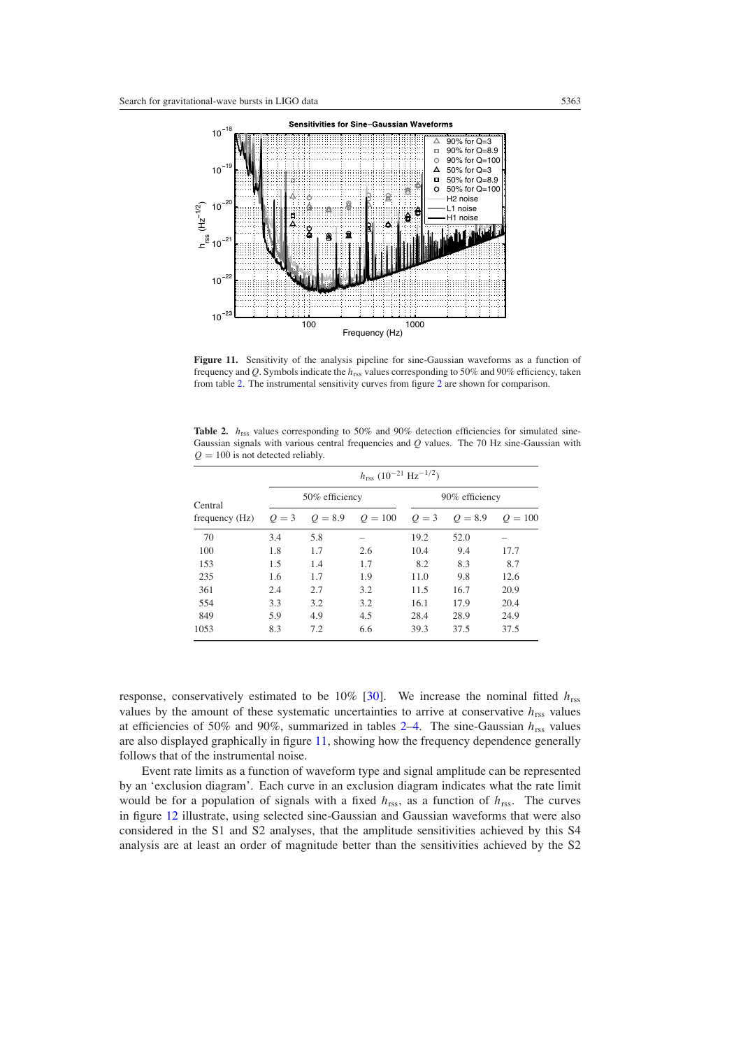**Figure 11.** Sensitivity of the analysis pipeline for sine-Gaussian waveforms as a function of frequency and $Q$. Symbols indicate the $h_{\mathrm{rss}}$ values corresponding to 50% and 90% efficiency, taken from table 2. The instrumental sensitivity curves from figure 2 are shown for comparison.

**Table 2.** $h_{\mathrm{rss}}$ values corresponding to 50% and 90% detection efficiencies for simulated sine-Gaussian signals with various central frequencies and $Q$ values. The 70 Hz sine-Gaussian with $Q = 100$ is not detected reliably.

| Central frequency (Hz) | $h_{\mathrm{rss}}$ $(10^{-21}\ \mathrm{Hz}^{-1/2})$ 50% efficiency | | | 90% efficiency | | |
|---|---|---|---|---|---|---|
| | $Q = 3$ | $Q = 8.9$ | $Q = 100$ | $Q = 3$ | $Q = 8.9$ | $Q = 100$ |
| 70 | 3.4 | 5.8 | – | 19.2 | 52.0 | – |
| 100 | 1.8 | 1.7 | 2.6 | 10.4 | 9.4 | 17.7 |
| 153 | 1.5 | 1.4 | 1.7 | 8.2 | 8.3 | 8.7 |
| 235 | 1.6 | 1.7 | 1.9 | 11.0 | 9.8 | 12.6 |
| 361 | 2.4 | 2.7 | 3.2 | 11.5 | 16.7 | 20.9 |
| 554 | 3.3 | 3.2 | 3.2 | 16.1 | 17.9 | 20.4 |
| 849 | 5.9 | 4.9 | 4.5 | 28.4 | 28.9 | 24.9 |
| 1053 | 8.3 | 7.2 | 6.6 | 39.3 | 37.5 | 37.5 |

response, conservatively estimated to be 10% [30]. We increase the nominal fitted $h_{\mathrm{rss}}$ values by the amount of these systematic uncertainties to arrive at conservative $h_{\mathrm{rss}}$ values at efficiencies of 50% and 90%, summarized in tables 2–4. The sine-Gaussian $h_{\mathrm{rss}}$ values are also displayed graphically in figure 11, showing how the frequency dependence generally follows that of the instrumental noise.

Event rate limits as a function of waveform type and signal amplitude can be represented by an 'exclusion diagram'. Each curve in an exclusion diagram indicates what the rate limit would be for a population of signals with a fixed $h_{\mathrm{rss}}$, as a function of $h_{\mathrm{rss}}$. The curves in figure 12 illustrate, using selected sine-Gaussian and Gaussian waveforms that were also considered in the S1 and S2 analyses, that the amplitude sensitivities achieved by this S4 analysis are at least an order of magnitude better than the sensitivities achieved by the S2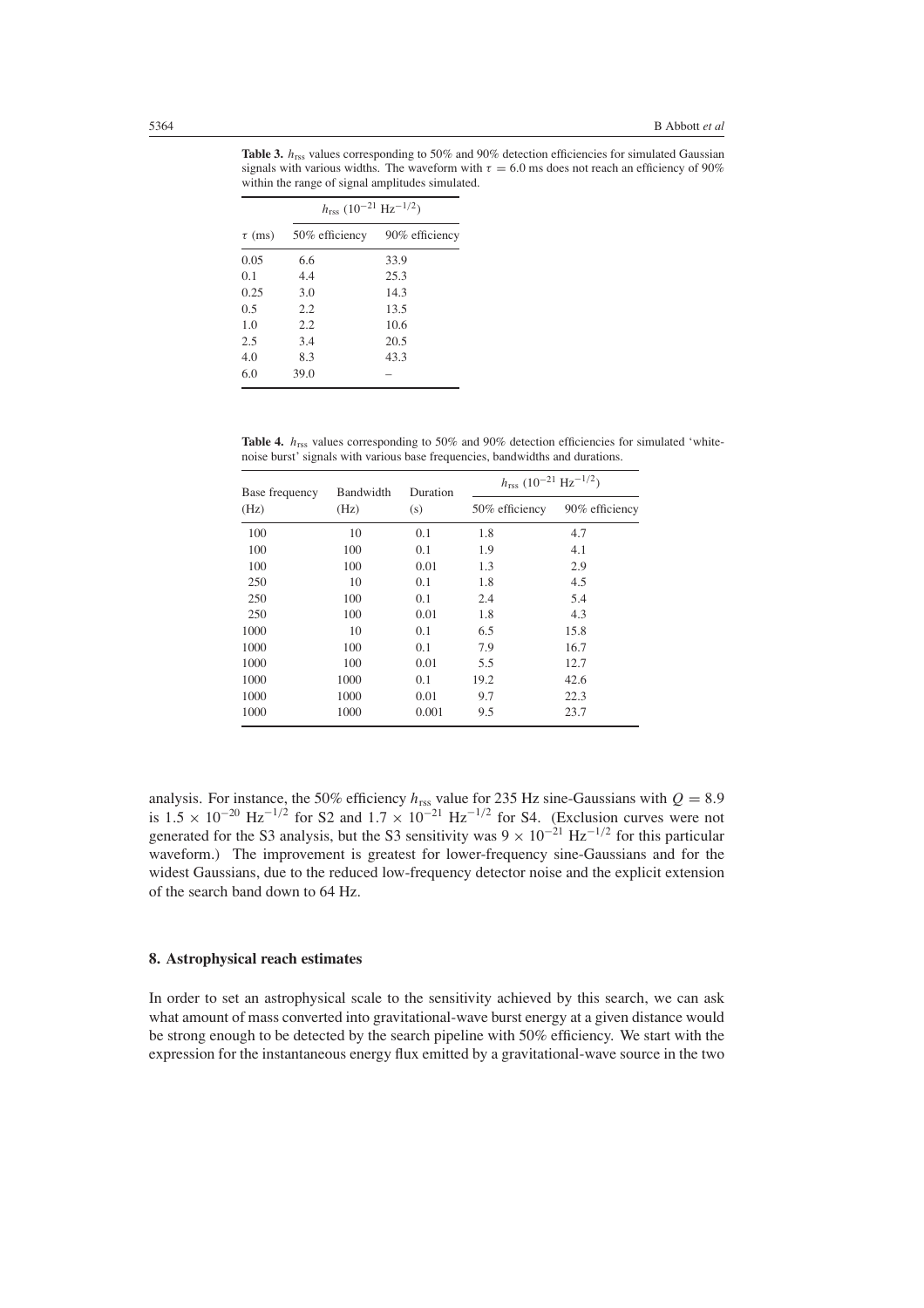**Table 3.** $h_{\text{rss}}$ values corresponding to 50% and 90% detection efficiencies for simulated Gaussian signals with various widths. The waveform with $\tau = 6.0$ ms does not reach an efficiency of 90% within the range of signal amplitudes simulated.

| | $h_{\text{rss}}$ ($10^{-21}$ Hz$^{-1/2}$) | |
|---|---|---|
| $\tau$ (ms) | 50% efficiency | 90% efficiency |
| 0.05 | 6.6 | 33.9 |
| 0.1 | 4.4 | 25.3 |
| 0.25 | 3.0 | 14.3 |
| 0.5 | 2.2 | 13.5 |
| 1.0 | 2.2 | 10.6 |
| 2.5 | 3.4 | 20.5 |
| 4.0 | 8.3 | 43.3 |
| 6.0 | 39.0 | – |

**Table 4.** $h_{\text{rss}}$ values corresponding to 50% and 90% detection efficiencies for simulated 'white-noise burst' signals with various base frequencies, bandwidths and durations.

| Base frequency | Bandwidth | Duration | $h_{\text{rss}}$ ($10^{-21}$ Hz$^{-1/2}$) | |
|---|---|---|---|---|
| (Hz) | (Hz) | (s) | 50% efficiency | 90% efficiency |
| 100 | 10 | 0.1 | 1.8 | 4.7 |
| 100 | 100 | 0.1 | 1.9 | 4.1 |
| 100 | 100 | 0.01 | 1.3 | 2.9 |
| 250 | 10 | 0.1 | 1.8 | 4.5 |
| 250 | 100 | 0.1 | 2.4 | 5.4 |
| 250 | 100 | 0.01 | 1.8 | 4.3 |
| 1000 | 10 | 0.1 | 6.5 | 15.8 |
| 1000 | 100 | 0.1 | 7.9 | 16.7 |
| 1000 | 100 | 0.01 | 5.5 | 12.7 |
| 1000 | 1000 | 0.1 | 19.2 | 42.6 |
| 1000 | 1000 | 0.01 | 9.7 | 22.3 |
| 1000 | 1000 | 0.001 | 9.5 | 23.7 |

analysis. For instance, the 50% efficiency $h_{\text{rss}}$ value for 235 Hz sine-Gaussians with $Q = 8.9$ is $1.5 \times 10^{-20}$ Hz$^{-1/2}$ for S2 and $1.7 \times 10^{-21}$ Hz$^{-1/2}$ for S4. (Exclusion curves were not generated for the S3 analysis, but the S3 sensitivity was $9 \times 10^{-21}$ Hz$^{-1/2}$ for this particular waveform.) The improvement is greatest for lower-frequency sine-Gaussians and for the widest Gaussians, due to the reduced low-frequency detector noise and the explicit extension of the search band down to 64 Hz.

## 8. Astrophysical reach estimates

In order to set an astrophysical scale to the sensitivity achieved by this search, we can ask what amount of mass converted into gravitational-wave burst energy at a given distance would be strong enough to be detected by the search pipeline with 50% efficiency. We start with the expression for the instantaneous energy flux emitted by a gravitational-wave source in the two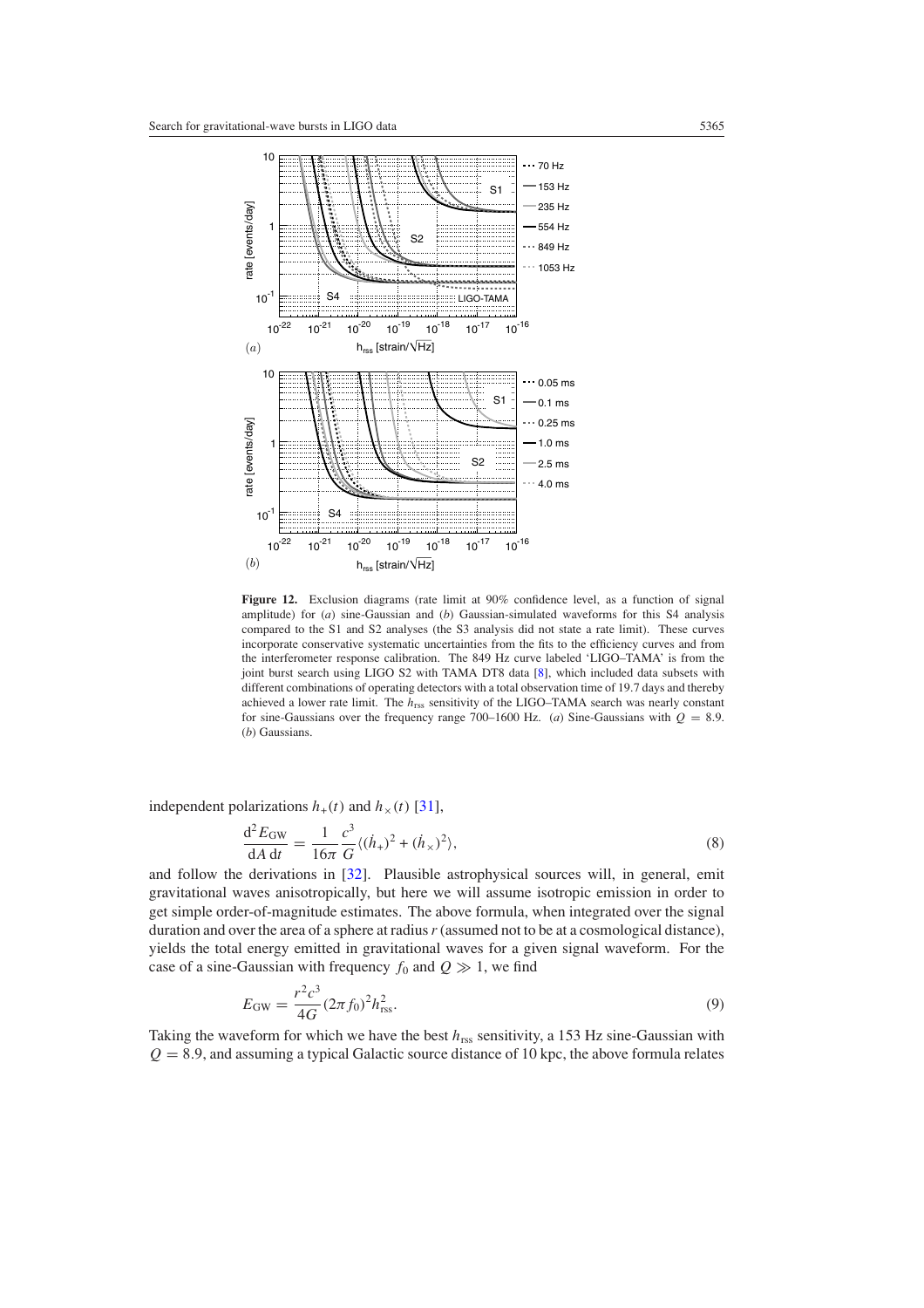**Figure 12.** Exclusion diagrams (rate limit at 90% confidence level, as a function of signal amplitude) for (*a*) sine-Gaussian and (*b*) Gaussian-simulated waveforms for this S4 analysis compared to the S1 and S2 analyses (the S3 analysis did not state a rate limit). These curves incorporate conservative systematic uncertainties from the fits to the efficiency curves and from the interferometer response calibration. The 849 Hz curve labeled 'LIGO–TAMA' is from the joint burst search using LIGO S2 with TAMA DT8 data [8], which included data subsets with different combinations of operating detectors with a total observation time of 19.7 days and thereby achieved a lower rate limit. The $h_{\rm rss}$ sensitivity of the LIGO–TAMA search was nearly constant for sine-Gaussians over the frequency range 700–1600 Hz. (*a*) Sine-Gaussians with $Q = 8.9$. (*b*) Gaussians.

independent polarizations $h_+(t)$ and $h_\times(t)$ [31],

$$\frac{\mathrm{d}^2 E_{\rm GW}}{\mathrm{d}A\,\mathrm{d}t} = \frac{1}{16\pi}\frac{c^3}{G}\langle(\dot{h}_+)^2 + (\dot{h}_\times)^2\rangle, \tag{8}$$

and follow the derivations in [32]. Plausible astrophysical sources will, in general, emit gravitational waves anisotropically, but here we will assume isotropic emission in order to get simple order-of-magnitude estimates. The above formula, when integrated over the signal duration and over the area of a sphere at radius $r$ (assumed not to be at a cosmological distance), yields the total energy emitted in gravitational waves for a given signal waveform. For the case of a sine-Gaussian with frequency $f_0$ and $Q \gg 1$, we find

$$E_{\rm GW} = \frac{r^2 c^3}{4G}(2\pi f_0)^2 h_{\rm rss}^2. \tag{9}$$

Taking the waveform for which we have the best $h_{\rm rss}$ sensitivity, a 153 Hz sine-Gaussian with $Q = 8.9$, and assuming a typical Galactic source distance of 10 kpc, the above formula relates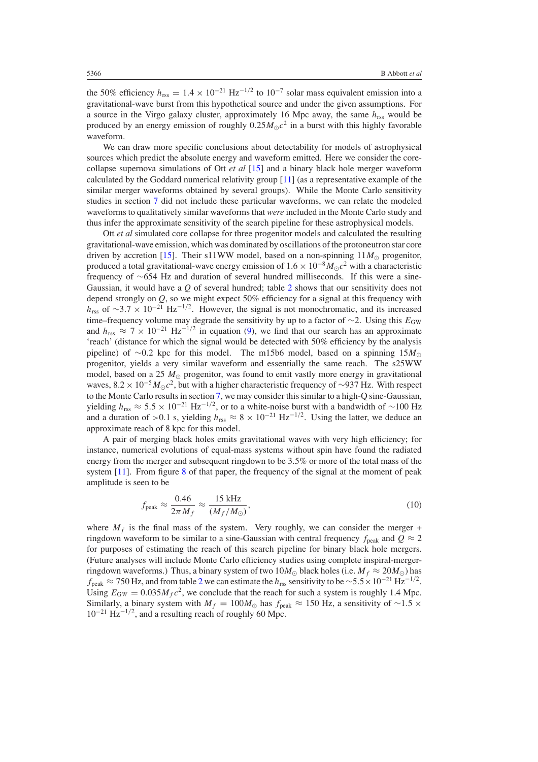the 50% efficiency $h_{\rm rss} = 1.4 \times 10^{-21}$ Hz$^{-1/2}$ to $10^{-7}$ solar mass equivalent emission into a gravitational-wave burst from this hypothetical source and under the given assumptions. For a source in the Virgo galaxy cluster, approximately 16 Mpc away, the same $h_{\rm rss}$ would be produced by an energy emission of roughly $0.25 M_\odot c^2$ in a burst with this highly favorable waveform.

We can draw more specific conclusions about detectability for models of astrophysical sources which predict the absolute energy and waveform emitted. Here we consider the core-collapse supernova simulations of Ott *et al* [15] and a binary black hole merger waveform calculated by the Goddard numerical relativity group [11] (as a representative example of the similar merger waveforms obtained by several groups). While the Monte Carlo sensitivity studies in section 7 did not include these particular waveforms, we can relate the modeled waveforms to qualitatively similar waveforms that *were* included in the Monte Carlo study and thus infer the approximate sensitivity of the search pipeline for these astrophysical models.

Ott *et al* simulated core collapse for three progenitor models and calculated the resulting gravitational-wave emission, which was dominated by oscillations of the protoneutron star core driven by accretion [15]. Their s11WW model, based on a non-spinning $11 M_\odot$ progenitor, produced a total gravitational-wave energy emission of $1.6 \times 10^{-8} M_\odot c^2$ with a characteristic frequency of ~654 Hz and duration of several hundred milliseconds. If this were a sine-Gaussian, it would have a $Q$ of several hundred; table 2 shows that our sensitivity does not depend strongly on $Q$, so we might expect 50% efficiency for a signal at this frequency with $h_{\rm rss}$ of $\sim 3.7 \times 10^{-21}$ Hz$^{-1/2}$. However, the signal is not monochromatic, and its increased time–frequency volume may degrade the sensitivity by up to a factor of ~2. Using this $E_{\rm GW}$ and $h_{\rm rss} \approx 7 \times 10^{-21}$ Hz$^{-1/2}$ in equation (9), we find that our search has an approximate 'reach' (distance for which the signal would be detected with 50% efficiency by the analysis pipeline) of ~0.2 kpc for this model. The m15b6 model, based on a spinning $15 M_\odot$ progenitor, yields a very similar waveform and essentially the same reach. The s25WW model, based on a $25 M_\odot$ progenitor, was found to emit vastly more energy in gravitational waves, $8.2 \times 10^{-5} M_\odot c^2$, but with a higher characteristic frequency of ~937 Hz. With respect to the Monte Carlo results in section 7, we may consider this similar to a high-Q sine-Gaussian, yielding $h_{\rm rss} \approx 5.5 \times 10^{-21}$ Hz$^{-1/2}$, or to a white-noise burst with a bandwidth of ~100 Hz and a duration of >0.1 s, yielding $h_{\rm rss} \approx 8 \times 10^{-21}$ Hz$^{-1/2}$. Using the latter, we deduce an approximate reach of 8 kpc for this model.

A pair of merging black holes emits gravitational waves with very high efficiency; for instance, numerical evolutions of equal-mass systems without spin have found the radiated energy from the merger and subsequent ringdown to be 3.5% or more of the total mass of the system [11]. From figure 8 of that paper, the frequency of the signal at the moment of peak amplitude is seen to be

$$f_{\rm peak} \approx \frac{0.46}{2\pi M_f} \approx \frac{15\ \text{kHz}}{(M_f/M_\odot)}, \tag{10}$$

where $M_f$ is the final mass of the system. Very roughly, we can consider the merger + ringdown waveform to be similar to a sine-Gaussian with central frequency $f_{\rm peak}$ and $Q \approx 2$ for purposes of estimating the reach of this search pipeline for binary black hole mergers. (Future analyses will include Monte Carlo efficiency studies using complete inspiral-merger-ringdown waveforms.) Thus, a binary system of two $10 M_\odot$ black holes (i.e. $M_f \approx 20 M_\odot$) has $f_{\rm peak} \approx 750$ Hz, and from table 2 we can estimate the $h_{\rm rss}$ sensitivity to be $\sim 5.5 \times 10^{-21}$ Hz$^{-1/2}$. Using $E_{\rm GW} = 0.035 M_f c^2$, we conclude that the reach for such a system is roughly 1.4 Mpc. Similarly, a binary system with $M_f = 100 M_\odot$ has $f_{\rm peak} \approx 150$ Hz, a sensitivity of $\sim 1.5 \times 10^{-21}$ Hz$^{-1/2}$, and a resulting reach of roughly 60 Mpc.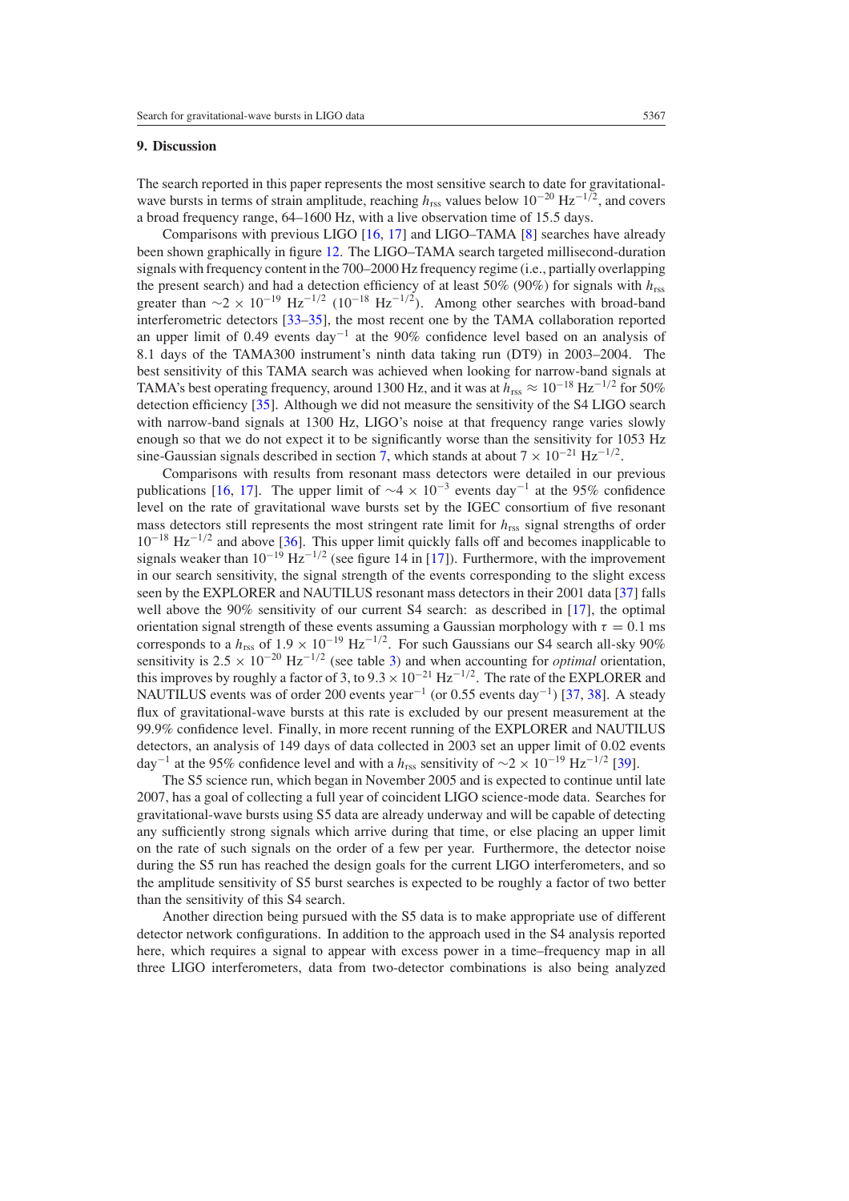## 9. Discussion

The search reported in this paper represents the most sensitive search to date for gravitational-wave bursts in terms of strain amplitude, reaching $h_{\rm rss}$ values below $10^{-20}$ Hz$^{-1/2}$, and covers a broad frequency range, 64–1600 Hz, with a live observation time of 15.5 days.

Comparisons with previous LIGO [16, 17] and LIGO–TAMA [8] searches have already been shown graphically in figure 12. The LIGO–TAMA search targeted millisecond-duration signals with frequency content in the 700–2000 Hz frequency regime (i.e., partially overlapping the present search) and had a detection efficiency of at least 50% (90%) for signals with $h_{\rm rss}$ greater than $\sim 2 \times 10^{-19}$ Hz$^{-1/2}$ ($10^{-18}$ Hz$^{-1/2}$). Among other searches with broad-band interferometric detectors [33–35], the most recent one by the TAMA collaboration reported an upper limit of 0.49 events day$^{-1}$ at the 90% confidence level based on an analysis of 8.1 days of the TAMA300 instrument's ninth data taking run (DT9) in 2003–2004. The best sensitivity of this TAMA search was achieved when looking for narrow-band signals at TAMA's best operating frequency, around 1300 Hz, and it was at $h_{\rm rss} \approx 10^{-18}$ Hz$^{-1/2}$ for 50% detection efficiency [35]. Although we did not measure the sensitivity of the S4 LIGO search with narrow-band signals at 1300 Hz, LIGO's noise at that frequency range varies slowly enough so that we do not expect it to be significantly worse than the sensitivity for 1053 Hz sine-Gaussian signals described in section 7, which stands at about $7 \times 10^{-21}$ Hz$^{-1/2}$.

Comparisons with results from resonant mass detectors were detailed in our previous publications [16, 17]. The upper limit of $\sim 4 \times 10^{-3}$ events day$^{-1}$ at the 95% confidence level on the rate of gravitational wave bursts set by the IGEC consortium of five resonant mass detectors still represents the most stringent rate limit for $h_{\rm rss}$ signal strengths of order $10^{-18}$ Hz$^{-1/2}$ and above [36]. This upper limit quickly falls off and becomes inapplicable to signals weaker than $10^{-19}$ Hz$^{-1/2}$ (see figure 14 in [17]). Furthermore, with the improvement in our search sensitivity, the signal strength of the events corresponding to the slight excess seen by the EXPLORER and NAUTILUS resonant mass detectors in their 2001 data [37] falls well above the 90% sensitivity of our current S4 search: as described in [17], the optimal orientation signal strength of these events assuming a Gaussian morphology with $\tau = 0.1$ ms corresponds to a $h_{\rm rss}$ of $1.9 \times 10^{-19}$ Hz$^{-1/2}$. For such Gaussians our S4 search all-sky 90% sensitivity is $2.5 \times 10^{-20}$ Hz$^{-1/2}$ (see table 3) and when accounting for *optimal* orientation, this improves by roughly a factor of 3, to $9.3 \times 10^{-21}$ Hz$^{-1/2}$. The rate of the EXPLORER and NAUTILUS events was of order 200 events year$^{-1}$ (or 0.55 events day$^{-1}$) [37, 38]. A steady flux of gravitational-wave bursts at this rate is excluded by our present measurement at the 99.9% confidence level. Finally, in more recent running of the EXPLORER and NAUTILUS detectors, an analysis of 149 days of data collected in 2003 set an upper limit of 0.02 events day$^{-1}$ at the 95% confidence level and with a $h_{\rm rss}$ sensitivity of $\sim 2 \times 10^{-19}$ Hz$^{-1/2}$ [39].

The S5 science run, which began in November 2005 and is expected to continue until late 2007, has a goal of collecting a full year of coincident LIGO science-mode data. Searches for gravitational-wave bursts using S5 data are already underway and will be capable of detecting any sufficiently strong signals which arrive during that time, or else placing an upper limit on the rate of such signals on the order of a few per year. Furthermore, the detector noise during the S5 run has reached the design goals for the current LIGO interferometers, and so the amplitude sensitivity of S5 burst searches is expected to be roughly a factor of two better than the sensitivity of this S4 search.

Another direction being pursued with the S5 data is to make appropriate use of different detector network configurations. In addition to the approach used in the S4 analysis reported here, which requires a signal to appear with excess power in a time–frequency map in all three LIGO interferometers, data from two-detector combinations is also being analyzed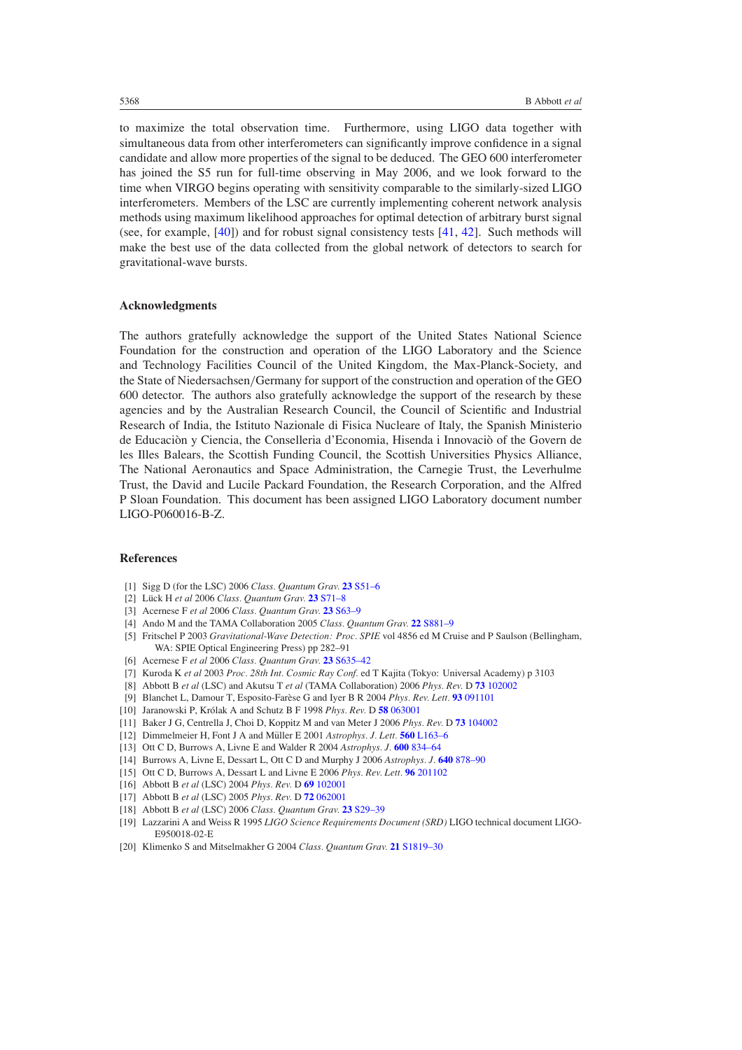to maximize the total observation time. Furthermore, using LIGO data together with simultaneous data from other interferometers can significantly improve confidence in a signal candidate and allow more properties of the signal to be deduced. The GEO 600 interferometer has joined the S5 run for full-time observing in May 2006, and we look forward to the time when VIRGO begins operating with sensitivity comparable to the similarly-sized LIGO interferometers. Members of the LSC are currently implementing coherent network analysis methods using maximum likelihood approaches for optimal detection of arbitrary burst signal (see, for example, [40]) and for robust signal consistency tests [41, 42]. Such methods will make the best use of the data collected from the global network of detectors to search for gravitational-wave bursts.

## Acknowledgments

The authors gratefully acknowledge the support of the United States National Science Foundation for the construction and operation of the LIGO Laboratory and the Science and Technology Facilities Council of the United Kingdom, the Max-Planck-Society, and the State of Niedersachsen/Germany for support of the construction and operation of the GEO 600 detector. The authors also gratefully acknowledge the support of the research by these agencies and by the Australian Research Council, the Council of Scientific and Industrial Research of India, the Istituto Nazionale di Fisica Nucleare of Italy, the Spanish Ministerio de Educaciòn y Ciencia, the Conselleria d'Economia, Hisenda i Innovaciò of the Govern de les Illes Balears, the Scottish Funding Council, the Scottish Universities Physics Alliance, The National Aeronautics and Space Administration, the Carnegie Trust, the Leverhulme Trust, the David and Lucile Packard Foundation, the Research Corporation, and the Alfred P Sloan Foundation. This document has been assigned LIGO Laboratory document number LIGO-P060016-B-Z.

## References

[1] Sigg D (for the LSC) 2006 *Class. Quantum Grav.* **23** S51–6

[2] Lück H *et al* 2006 *Class. Quantum Grav.* **23** S71–8

[3] Acernese F *et al* 2006 *Class. Quantum Grav.* **23** S63–9

[4] Ando M and the TAMA Collaboration 2005 *Class. Quantum Grav.* **22** S881–9

[5] Fritschel P 2003 *Gravitational-Wave Detection: Proc. SPIE* vol 4856 ed M Cruise and P Saulson (Bellingham, WA: SPIE Optical Engineering Press) pp 282–91

[6] Acernese F *et al* 2006 *Class. Quantum Grav.* **23** S635–42

[7] Kuroda K *et al* 2003 *Proc. 28th Int. Cosmic Ray Conf.* ed T Kajita (Tokyo: Universal Academy) p 3103

[8] Abbott B *et al* (LSC) and Akutsu T *et al* (TAMA Collaboration) 2006 *Phys. Rev.* D **73** 102002

[9] Blanchet L, Damour T, Esposito-Farèse G and Iyer B R 2004 *Phys. Rev. Lett.* **93** 091101

[10] Jaranowski P, Królak A and Schutz B F 1998 *Phys. Rev.* D **58** 063001

[11] Baker J G, Centrella J, Choi D, Koppitz M and van Meter J 2006 *Phys. Rev.* D **73** 104002

[12] Dimmelmeier H, Font J A and Müller E 2001 *Astrophys. J. Lett.* **560** L163–6

[13] Ott C D, Burrows A, Livne E and Walder R 2004 *Astrophys. J.* **600** 834–64

[14] Burrows A, Livne E, Dessart L, Ott C D and Murphy J 2006 *Astrophys. J.* **640** 878–90

[15] Ott C D, Burrows A, Dessart L and Livne E 2006 *Phys. Rev. Lett.* **96** 201102

[16] Abbott B *et al* (LSC) 2004 *Phys. Rev.* D **69** 102001

[17] Abbott B *et al* (LSC) 2005 *Phys. Rev.* D **72** 062001

[18] Abbott B *et al* (LSC) 2006 *Class. Quantum Grav.* **23** S29–39

[19] Lazzarini A and Weiss R 1995 *LIGO Science Requirements Document (SRD)* LIGO technical document LIGO-E950018-02-E

[20] Klimenko S and Mitselmakher G 2004 *Class. Quantum Grav.* **21** S1819–30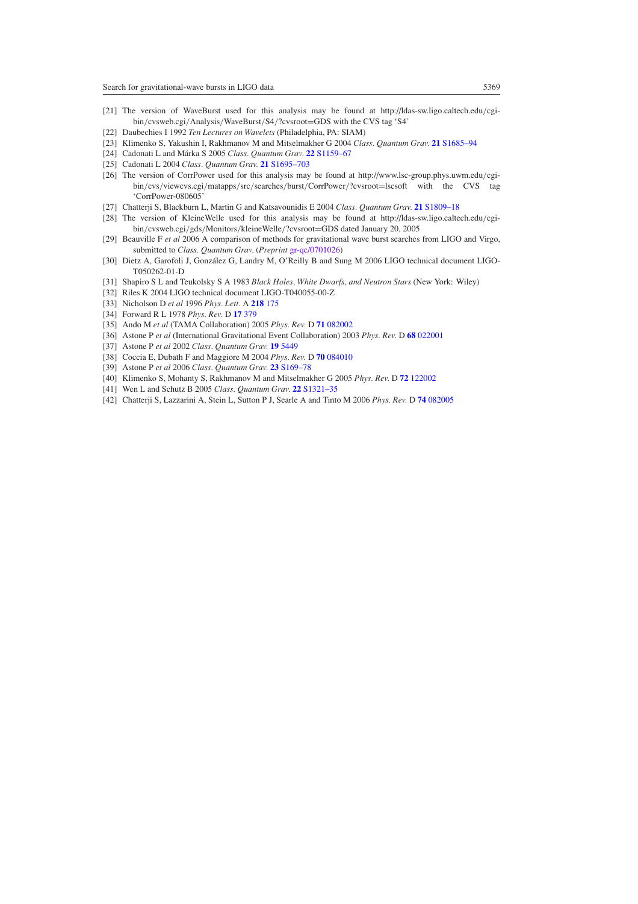[21] The version of WaveBurst used for this analysis may be found at http://ldas-sw.ligo.caltech.edu/cgi-bin/cvsweb.cgi/Analysis/WaveBurst/S4/?cvsroot=GDS with the CVS tag 'S4'

[22] Daubechies I 1992 *Ten Lectures on Wavelets* (Philadelphia, PA: SIAM)

[23] Klimenko S, Yakushin I, Rakhmanov M and Mitselmakher G 2004 *Class. Quantum Grav.* **21** S1685–94

[24] Cadonati L and Márka S 2005 *Class. Quantum Grav.* **22** S1159–67

[25] Cadonati L 2004 *Class. Quantum Grav.* **21** S1695–703

[26] The version of CorrPower used for this analysis may be found at http://www.lsc-group.phys.uwm.edu/cgi-bin/cvs/viewcvs.cgi/matapps/src/searches/burst/CorrPower/?cvsroot=lscsoft with the CVS tag 'CorrPower-080605'

[27] Chatterji S, Blackburn L, Martin G and Katsavounidis E 2004 *Class. Quantum Grav.* **21** S1809–18

[28] The version of KleineWelle used for this analysis may be found at http://ldas-sw.ligo.caltech.edu/cgi-bin/cvsweb.cgi/gds/Monitors/kleineWelle/?cvsroot=GDS dated January 20, 2005

[29] Beauville F *et al* 2006 A comparison of methods for gravitational wave burst searches from LIGO and Virgo, submitted to *Class. Quantum Grav.* (*Preprint* gr-qc/0701026)

[30] Dietz A, Garofoli J, González G, Landry M, O'Reilly B and Sung M 2006 LIGO technical document LIGO-T050262-01-D

[31] Shapiro S L and Teukolsky S A 1983 *Black Holes, White Dwarfs, and Neutron Stars* (New York: Wiley)

[32] Riles K 2004 LIGO technical document LIGO-T040055-00-Z

[33] Nicholson D *et al* 1996 *Phys. Lett.* A **218** 175

[34] Forward R L 1978 *Phys. Rev.* D **17** 379

[35] Ando M *et al* (TAMA Collaboration) 2005 *Phys. Rev.* D **71** 082002

[36] Astone P *et al* (International Gravitational Event Collaboration) 2003 *Phys. Rev.* D **68** 022001

[37] Astone P *et al* 2002 *Class. Quantum Grav.* **19** 5449

[38] Coccia E, Dubath F and Maggiore M 2004 *Phys. Rev.* D **70** 084010

[39] Astone P *et al* 2006 *Class. Quantum Grav.* **23** S169–78

[40] Klimenko S, Mohanty S, Rakhmanov M and Mitselmakher G 2005 *Phys. Rev.* D **72** 122002

[41] Wen L and Schutz B 2005 *Class. Quantum Grav.* **22** S1321–35

[42] Chatterji S, Lazzarini A, Stein L, Sutton P J, Searle A and Tinto M 2006 *Phys. Rev.* D **74** 082005